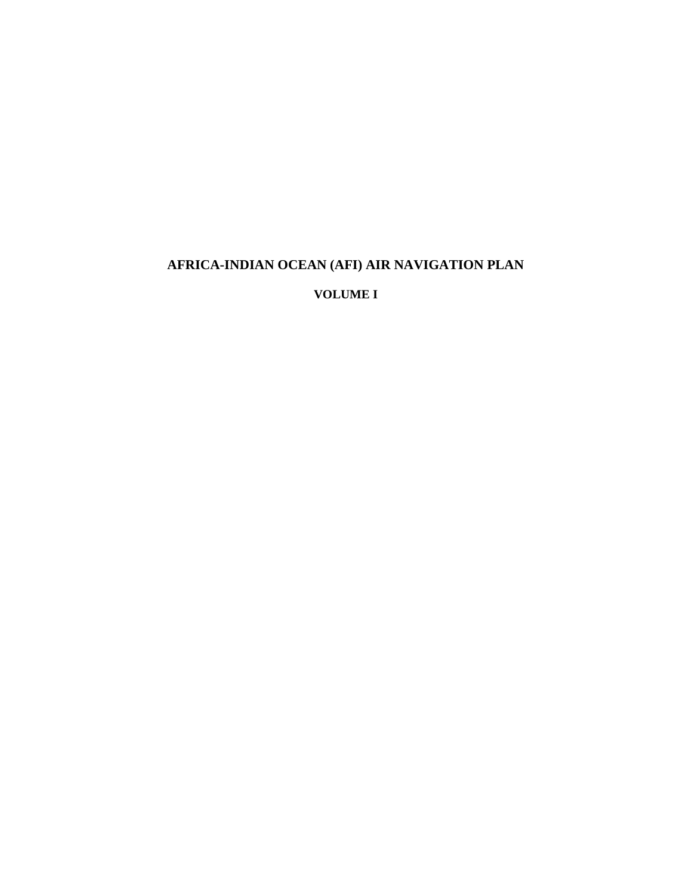# AFRICA-INDIAN OCEAN (AFI) AIR NAVIGATION PLAN

## VOLUME I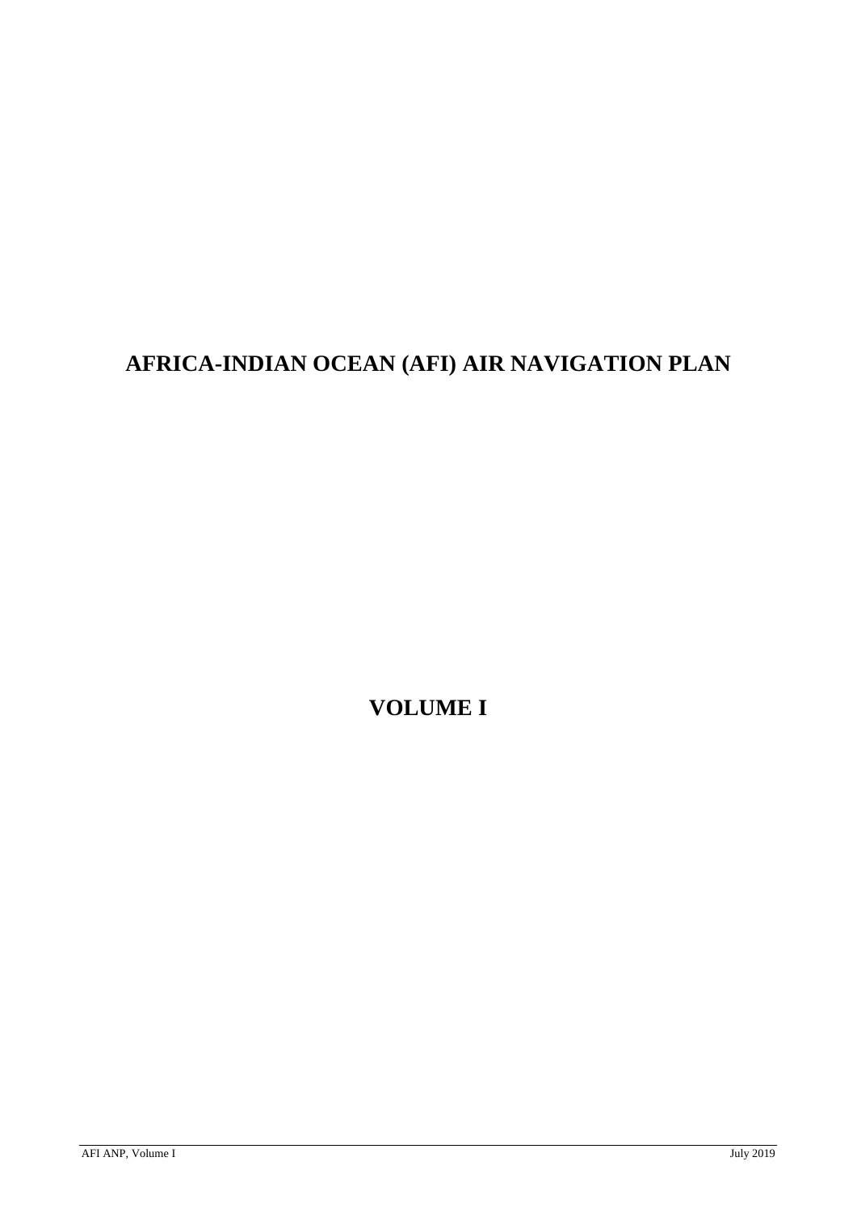# AFRICA-INDIAN OCEAN (AFI) AIR NAVIGATION PLAN

# VOLUME I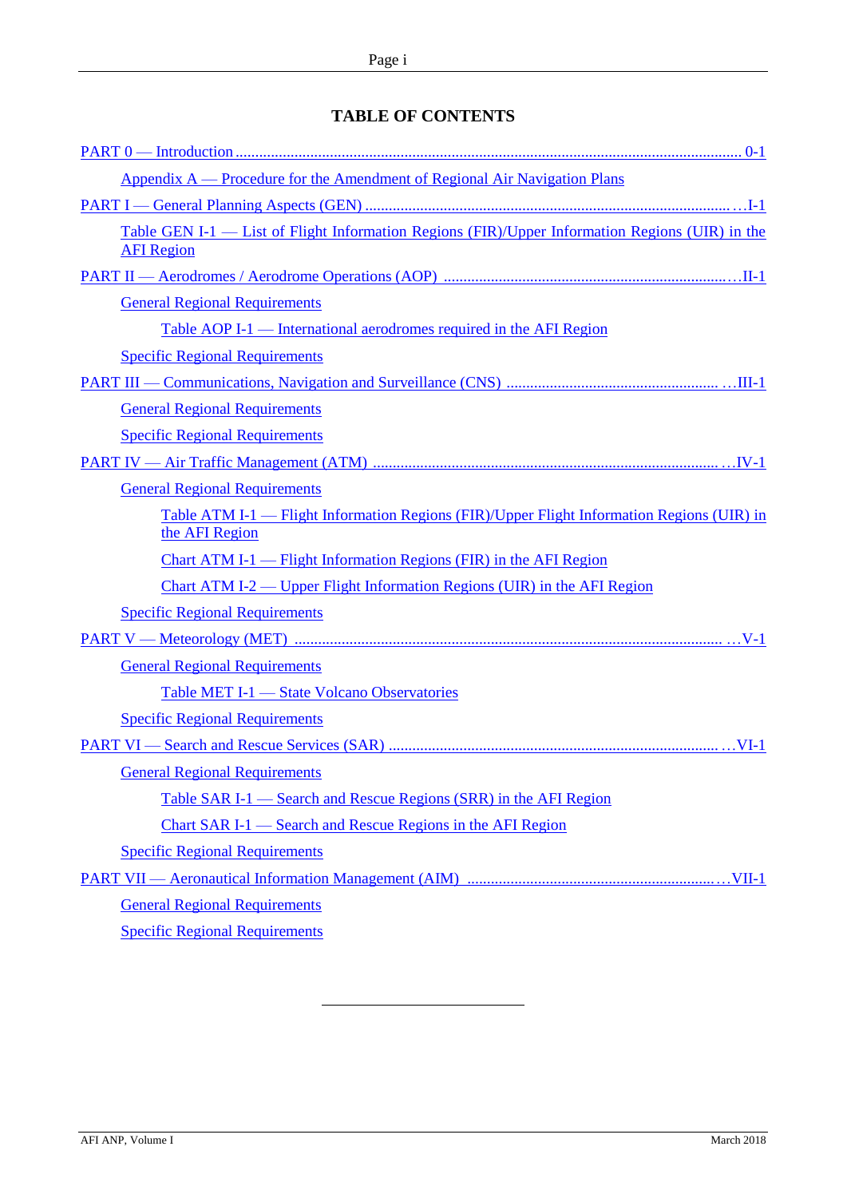# TABLE OF CONTENTS

PART 0 — Introduction ........................................................................................................................... 0-1

- Appendix A — Procedure for the Amendment of Regional Air Navigation Plans

PART I — General Planning Aspects (GEN) ............................................................................................ I-1

- Table GEN I-1 — List of Flight Information Regions (FIR)/Upper Information Regions (UIR) in the AFI Region

PART II — Aerodromes / Aerodrome Operations (AOP) ........................................................................ II-1

- General Regional Requirements
  - Table AOP I-1 — International aerodromes required in the AFI Region
- Specific Regional Requirements

PART III — Communications, Navigation and Surveillance (CNS) ........................................................ III-1

- General Regional Requirements
- Specific Regional Requirements

PART IV — Air Traffic Management (ATM) ........................................................................................... IV-1

- General Regional Requirements
  - Table ATM I-1 — Flight Information Regions (FIR)/Upper Flight Information Regions (UIR) in the AFI Region
  - Chart ATM I-1 — Flight Information Regions (FIR) in the AFI Region
  - Chart ATM I-2 — Upper Flight Information Regions (UIR) in the AFI Region
- Specific Regional Requirements

PART V — Meteorology (MET) ................................................................................................................ V-1

- General Regional Requirements
  - Table MET I-1 — State Volcano Observatories
- Specific Regional Requirements

PART VI — Search and Rescue Services (SAR) ....................................................................................... VI-1

- General Regional Requirements
  - Table SAR I-1 — Search and Rescue Regions (SRR) in the AFI Region
  - Chart SAR I-1 — Search and Rescue Regions in the AFI Region
- Specific Regional Requirements

PART VII — Aeronautical Information Management (AIM) .................................................................. VII-1

- General Regional Requirements
- Specific Regional Requirements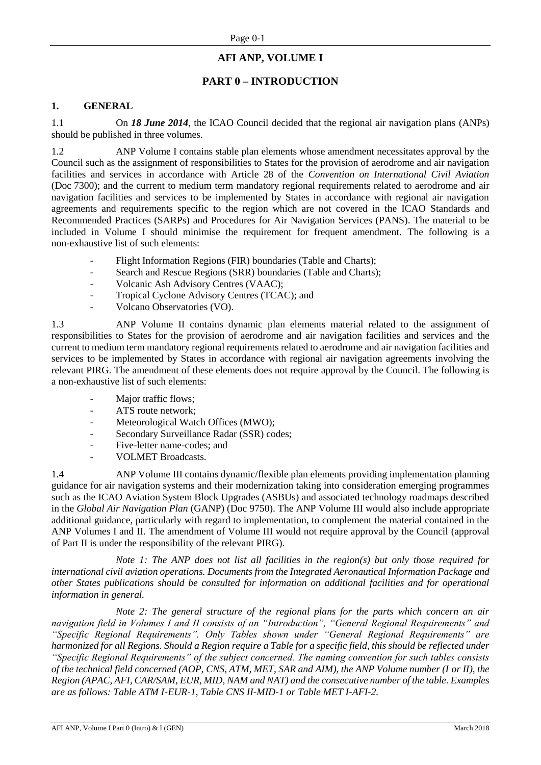# AFI ANP, VOLUME I

## PART 0 – INTRODUCTION

### 1. GENERAL

1.1 On ***18 June 2014***, the ICAO Council decided that the regional air navigation plans (ANPs) should be published in three volumes.

1.2 ANP Volume I contains stable plan elements whose amendment necessitates approval by the Council such as the assignment of responsibilities to States for the provision of aerodrome and air navigation facilities and services in accordance with Article 28 of the *Convention on International Civil Aviation* (Doc 7300); and the current to medium term mandatory regional requirements related to aerodrome and air navigation facilities and services to be implemented by States in accordance with regional air navigation agreements and requirements specific to the region which are not covered in the ICAO Standards and Recommended Practices (SARPs) and Procedures for Air Navigation Services (PANS). The material to be included in Volume I should minimise the requirement for frequent amendment. The following is a non-exhaustive list of such elements:

- Flight Information Regions (FIR) boundaries (Table and Charts);
- Search and Rescue Regions (SRR) boundaries (Table and Charts);
- Volcanic Ash Advisory Centres (VAAC);
- Tropical Cyclone Advisory Centres (TCAC); and
- Volcano Observatories (VO).

1.3 ANP Volume II contains dynamic plan elements material related to the assignment of responsibilities to States for the provision of aerodrome and air navigation facilities and services and the current to medium term mandatory regional requirements related to aerodrome and air navigation facilities and services to be implemented by States in accordance with regional air navigation agreements involving the relevant PIRG. The amendment of these elements does not require approval by the Council. The following is a non-exhaustive list of such elements:

- Major traffic flows;
- ATS route network;
- Meteorological Watch Offices (MWO);
- Secondary Surveillance Radar (SSR) codes;
- Five-letter name-codes; and
- VOLMET Broadcasts.

1.4 ANP Volume III contains dynamic/flexible plan elements providing implementation planning guidance for air navigation systems and their modernization taking into consideration emerging programmes such as the ICAO Aviation System Block Upgrades (ASBUs) and associated technology roadmaps described in the *Global Air Navigation Plan* (GANP) (Doc 9750). The ANP Volume III would also include appropriate additional guidance, particularly with regard to implementation, to complement the material contained in the ANP Volumes I and II. The amendment of Volume III would not require approval by the Council (approval of Part II is under the responsibility of the relevant PIRG).

*Note 1: The ANP does not list all facilities in the region(s) but only those required for international civil aviation operations. Documents from the Integrated Aeronautical Information Package and other States publications should be consulted for information on additional facilities and for operational information in general.*

*Note 2: The general structure of the regional plans for the parts which concern an air navigation field in Volumes I and II consists of an "Introduction", "General Regional Requirements" and "Specific Regional Requirements". Only Tables shown under "General Regional Requirements" are harmonized for all Regions. Should a Region require a Table for a specific field, this should be reflected under "Specific Regional Requirements" of the subject concerned. The naming convention for such tables consists of the technical field concerned (AOP, CNS, ATM, MET, SAR and AIM), the ANP Volume number (I or II), the Region (APAC, AFI, CAR/SAM, EUR, MID, NAM and NAT) and the consecutive number of the table. Examples are as follows: Table ATM I-EUR-1, Table CNS II-MID-1 or Table MET I-AFI-2.*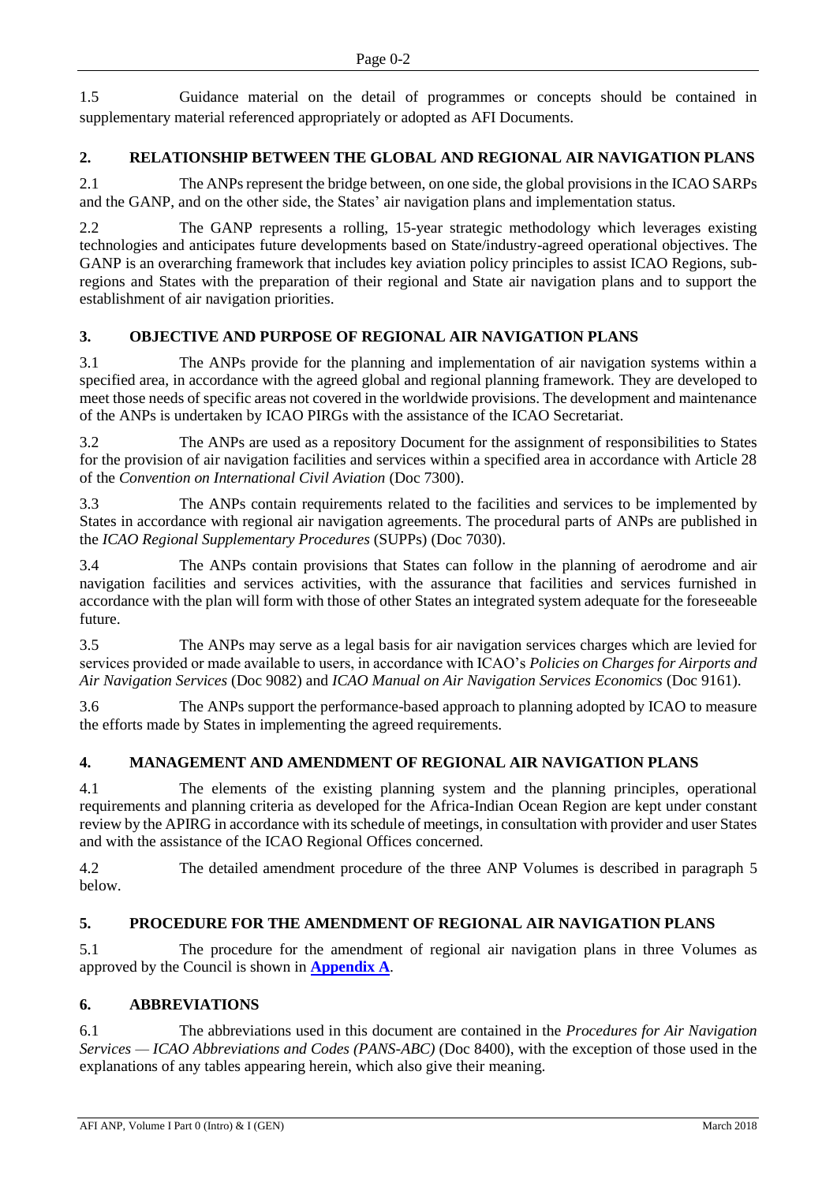1.5 Guidance material on the detail of programmes or concepts should be contained in supplementary material referenced appropriately or adopted as AFI Documents.

## 2. RELATIONSHIP BETWEEN THE GLOBAL AND REGIONAL AIR NAVIGATION PLANS

2.1 The ANPs represent the bridge between, on one side, the global provisions in the ICAO SARPs and the GANP, and on the other side, the States' air navigation plans and implementation status.

2.2 The GANP represents a rolling, 15-year strategic methodology which leverages existing technologies and anticipates future developments based on State/industry-agreed operational objectives. The GANP is an overarching framework that includes key aviation policy principles to assist ICAO Regions, sub-regions and States with the preparation of their regional and State air navigation plans and to support the establishment of air navigation priorities.

## 3. OBJECTIVE AND PURPOSE OF REGIONAL AIR NAVIGATION PLANS

3.1 The ANPs provide for the planning and implementation of air navigation systems within a specified area, in accordance with the agreed global and regional planning framework. They are developed to meet those needs of specific areas not covered in the worldwide provisions. The development and maintenance of the ANPs is undertaken by ICAO PIRGs with the assistance of the ICAO Secretariat.

3.2 The ANPs are used as a repository Document for the assignment of responsibilities to States for the provision of air navigation facilities and services within a specified area in accordance with Article 28 of the *Convention on International Civil Aviation* (Doc 7300).

3.3 The ANPs contain requirements related to the facilities and services to be implemented by States in accordance with regional air navigation agreements. The procedural parts of ANPs are published in the *ICAO Regional Supplementary Procedures* (SUPPs) (Doc 7030).

3.4 The ANPs contain provisions that States can follow in the planning of aerodrome and air navigation facilities and services activities, with the assurance that facilities and services furnished in accordance with the plan will form with those of other States an integrated system adequate for the foreseeable future.

3.5 The ANPs may serve as a legal basis for air navigation services charges which are levied for services provided or made available to users, in accordance with ICAO's *Policies on Charges for Airports and Air Navigation Services* (Doc 9082) and *ICAO Manual on Air Navigation Services Economics* (Doc 9161).

3.6 The ANPs support the performance-based approach to planning adopted by ICAO to measure the efforts made by States in implementing the agreed requirements.

## 4. MANAGEMENT AND AMENDMENT OF REGIONAL AIR NAVIGATION PLANS

4.1 The elements of the existing planning system and the planning principles, operational requirements and planning criteria as developed for the Africa-Indian Ocean Region are kept under constant review by the APIRG in accordance with its schedule of meetings, in consultation with provider and user States and with the assistance of the ICAO Regional Offices concerned.

4.2 The detailed amendment procedure of the three ANP Volumes is described in paragraph 5 below.

## 5. PROCEDURE FOR THE AMENDMENT OF REGIONAL AIR NAVIGATION PLANS

5.1 The procedure for the amendment of regional air navigation plans in three Volumes as approved by the Council is shown in **Appendix A**.

## 6. ABBREVIATIONS

6.1 The abbreviations used in this document are contained in the *Procedures for Air Navigation Services — ICAO Abbreviations and Codes (PANS-ABC)* (Doc 8400), with the exception of those used in the explanations of any tables appearing herein, which also give their meaning.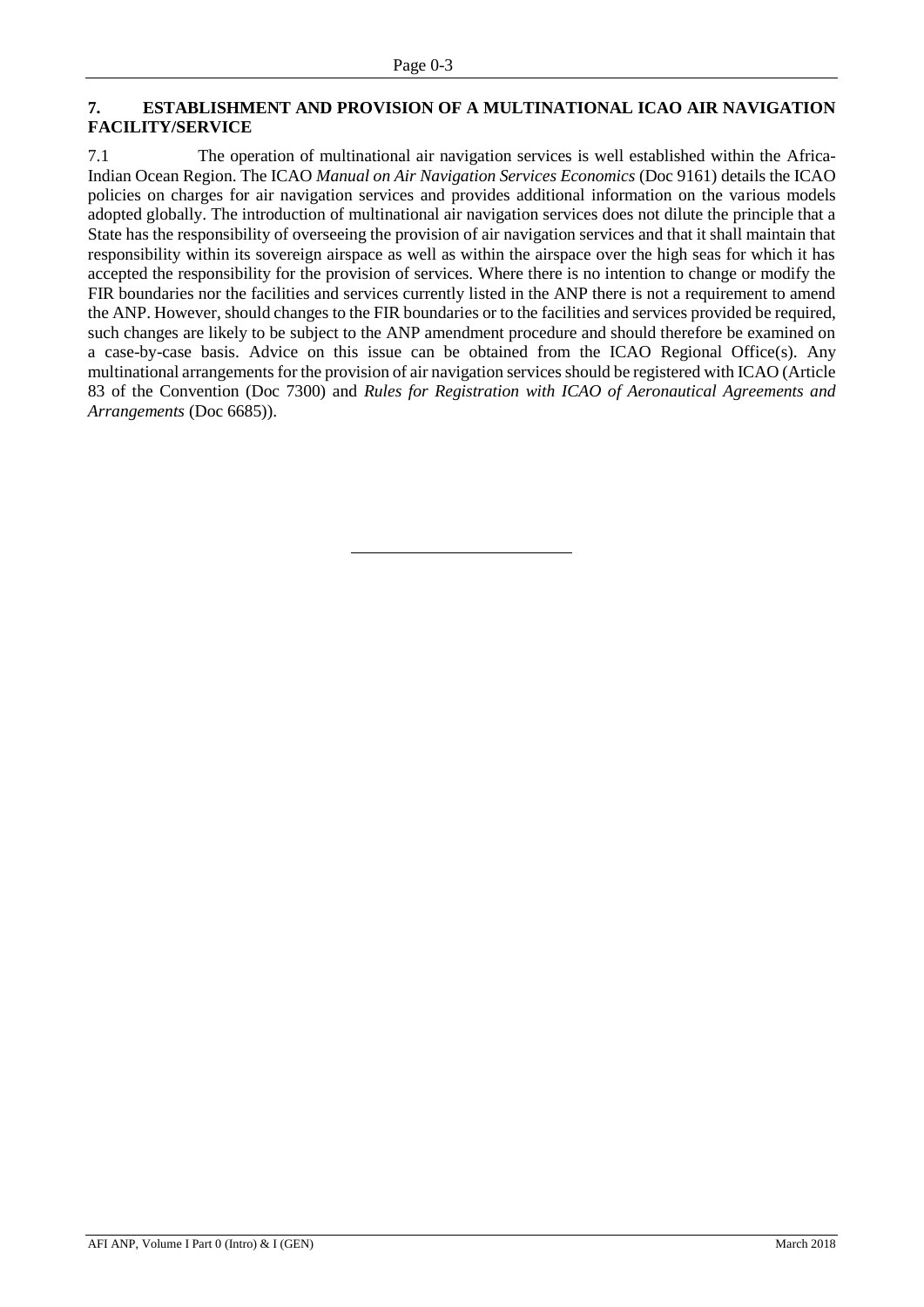## 7. ESTABLISHMENT AND PROVISION OF A MULTINATIONAL ICAO AIR NAVIGATION FACILITY/SERVICE

7.1 The operation of multinational air navigation services is well established within the Africa-Indian Ocean Region. The ICAO *Manual on Air Navigation Services Economics* (Doc 9161) details the ICAO policies on charges for air navigation services and provides additional information on the various models adopted globally. The introduction of multinational air navigation services does not dilute the principle that a State has the responsibility of overseeing the provision of air navigation services and that it shall maintain that responsibility within its sovereign airspace as well as within the airspace over the high seas for which it has accepted the responsibility for the provision of services. Where there is no intention to change or modify the FIR boundaries nor the facilities and services currently listed in the ANP there is not a requirement to amend the ANP. However, should changes to the FIR boundaries or to the facilities and services provided be required, such changes are likely to be subject to the ANP amendment procedure and should therefore be examined on a case-by-case basis. Advice on this issue can be obtained from the ICAO Regional Office(s). Any multinational arrangements for the provision of air navigation services should be registered with ICAO (Article 83 of the Convention (Doc 7300) and *Rules for Registration with ICAO of Aeronautical Agreements and Arrangements* (Doc 6685)).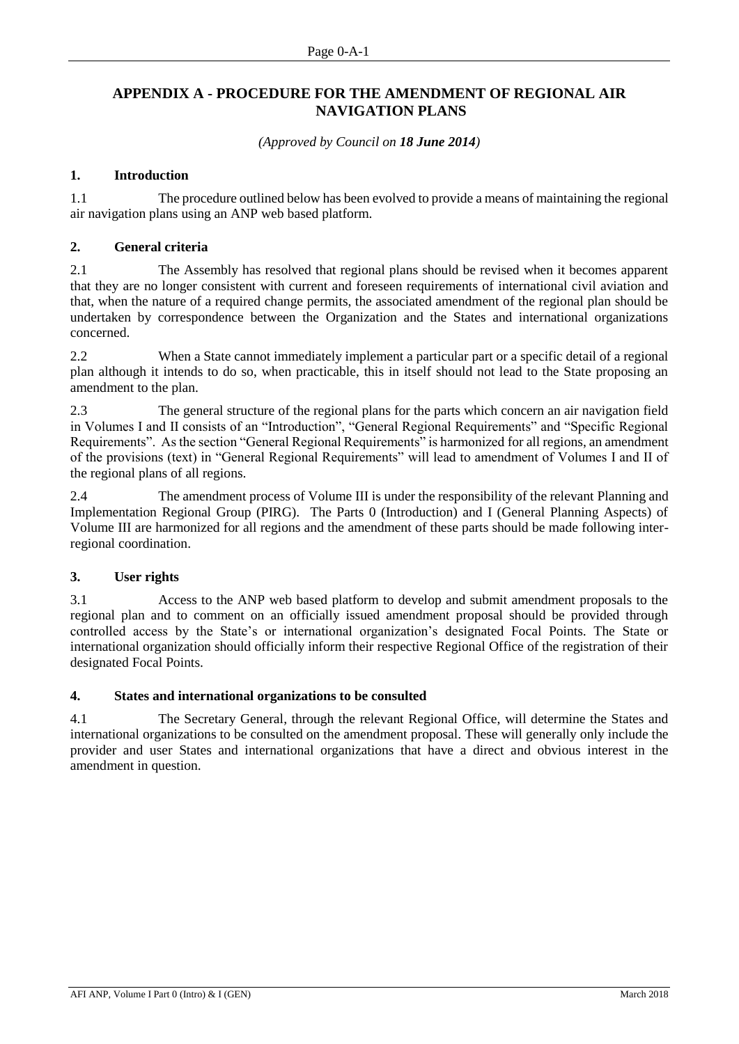# APPENDIX A - PROCEDURE FOR THE AMENDMENT OF REGIONAL AIR NAVIGATION PLANS

*(Approved by Council on **18 June 2014**)*

## 1. Introduction

1.1 The procedure outlined below has been evolved to provide a means of maintaining the regional air navigation plans using an ANP web based platform.

## 2. General criteria

2.1 The Assembly has resolved that regional plans should be revised when it becomes apparent that they are no longer consistent with current and foreseen requirements of international civil aviation and that, when the nature of a required change permits, the associated amendment of the regional plan should be undertaken by correspondence between the Organization and the States and international organizations concerned.

2.2 When a State cannot immediately implement a particular part or a specific detail of a regional plan although it intends to do so, when practicable, this in itself should not lead to the State proposing an amendment to the plan.

2.3 The general structure of the regional plans for the parts which concern an air navigation field in Volumes I and II consists of an "Introduction", "General Regional Requirements" and "Specific Regional Requirements". As the section "General Regional Requirements" is harmonized for all regions, an amendment of the provisions (text) in "General Regional Requirements" will lead to amendment of Volumes I and II of the regional plans of all regions.

2.4 The amendment process of Volume III is under the responsibility of the relevant Planning and Implementation Regional Group (PIRG). The Parts 0 (Introduction) and I (General Planning Aspects) of Volume III are harmonized for all regions and the amendment of these parts should be made following inter-regional coordination.

## 3. User rights

3.1 Access to the ANP web based platform to develop and submit amendment proposals to the regional plan and to comment on an officially issued amendment proposal should be provided through controlled access by the State's or international organization's designated Focal Points. The State or international organization should officially inform their respective Regional Office of the registration of their designated Focal Points.

## 4. States and international organizations to be consulted

4.1 The Secretary General, through the relevant Regional Office, will determine the States and international organizations to be consulted on the amendment proposal. These will generally only include the provider and user States and international organizations that have a direct and obvious interest in the amendment in question.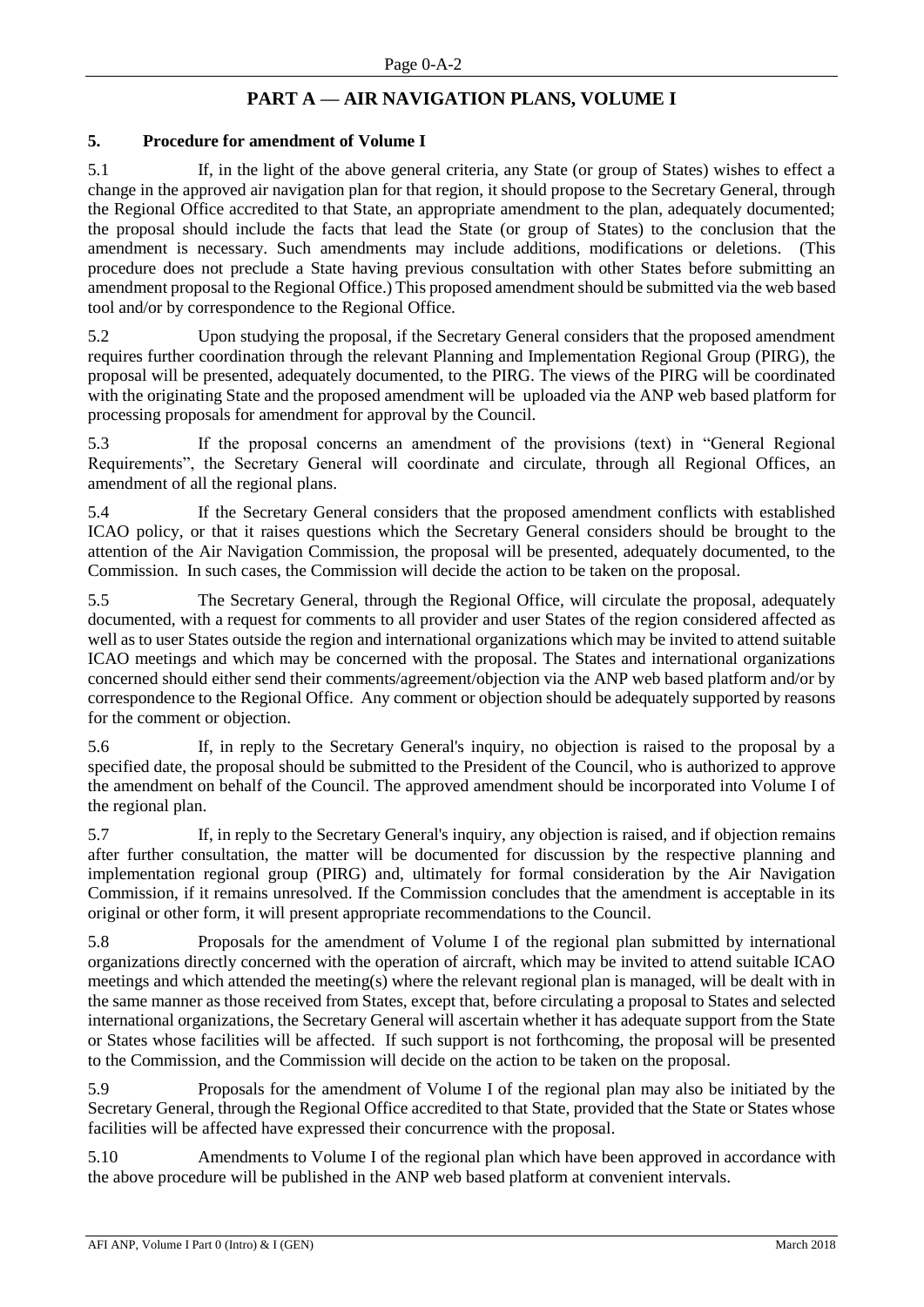## PART A — AIR NAVIGATION PLANS, VOLUME I

### 5. Procedure for amendment of Volume I

5.1 If, in the light of the above general criteria, any State (or group of States) wishes to effect a change in the approved air navigation plan for that region, it should propose to the Secretary General, through the Regional Office accredited to that State, an appropriate amendment to the plan, adequately documented; the proposal should include the facts that lead the State (or group of States) to the conclusion that the amendment is necessary. Such amendments may include additions, modifications or deletions. (This procedure does not preclude a State having previous consultation with other States before submitting an amendment proposal to the Regional Office.) This proposed amendment should be submitted via the web based tool and/or by correspondence to the Regional Office.

5.2 Upon studying the proposal, if the Secretary General considers that the proposed amendment requires further coordination through the relevant Planning and Implementation Regional Group (PIRG), the proposal will be presented, adequately documented, to the PIRG. The views of the PIRG will be coordinated with the originating State and the proposed amendment will be uploaded via the ANP web based platform for processing proposals for amendment for approval by the Council.

5.3 If the proposal concerns an amendment of the provisions (text) in "General Regional Requirements", the Secretary General will coordinate and circulate, through all Regional Offices, an amendment of all the regional plans.

5.4 If the Secretary General considers that the proposed amendment conflicts with established ICAO policy, or that it raises questions which the Secretary General considers should be brought to the attention of the Air Navigation Commission, the proposal will be presented, adequately documented, to the Commission. In such cases, the Commission will decide the action to be taken on the proposal.

5.5 The Secretary General, through the Regional Office, will circulate the proposal, adequately documented, with a request for comments to all provider and user States of the region considered affected as well as to user States outside the region and international organizations which may be invited to attend suitable ICAO meetings and which may be concerned with the proposal. The States and international organizations concerned should either send their comments/agreement/objection via the ANP web based platform and/or by correspondence to the Regional Office. Any comment or objection should be adequately supported by reasons for the comment or objection.

5.6 If, in reply to the Secretary General's inquiry, no objection is raised to the proposal by a specified date, the proposal should be submitted to the President of the Council, who is authorized to approve the amendment on behalf of the Council. The approved amendment should be incorporated into Volume I of the regional plan.

5.7 If, in reply to the Secretary General's inquiry, any objection is raised, and if objection remains after further consultation, the matter will be documented for discussion by the respective planning and implementation regional group (PIRG) and, ultimately for formal consideration by the Air Navigation Commission, if it remains unresolved. If the Commission concludes that the amendment is acceptable in its original or other form, it will present appropriate recommendations to the Council.

5.8 Proposals for the amendment of Volume I of the regional plan submitted by international organizations directly concerned with the operation of aircraft, which may be invited to attend suitable ICAO meetings and which attended the meeting(s) where the relevant regional plan is managed, will be dealt with in the same manner as those received from States, except that, before circulating a proposal to States and selected international organizations, the Secretary General will ascertain whether it has adequate support from the State or States whose facilities will be affected. If such support is not forthcoming, the proposal will be presented to the Commission, and the Commission will decide on the action to be taken on the proposal.

5.9 Proposals for the amendment of Volume I of the regional plan may also be initiated by the Secretary General, through the Regional Office accredited to that State, provided that the State or States whose facilities will be affected have expressed their concurrence with the proposal.

5.10 Amendments to Volume I of the regional plan which have been approved in accordance with the above procedure will be published in the ANP web based platform at convenient intervals.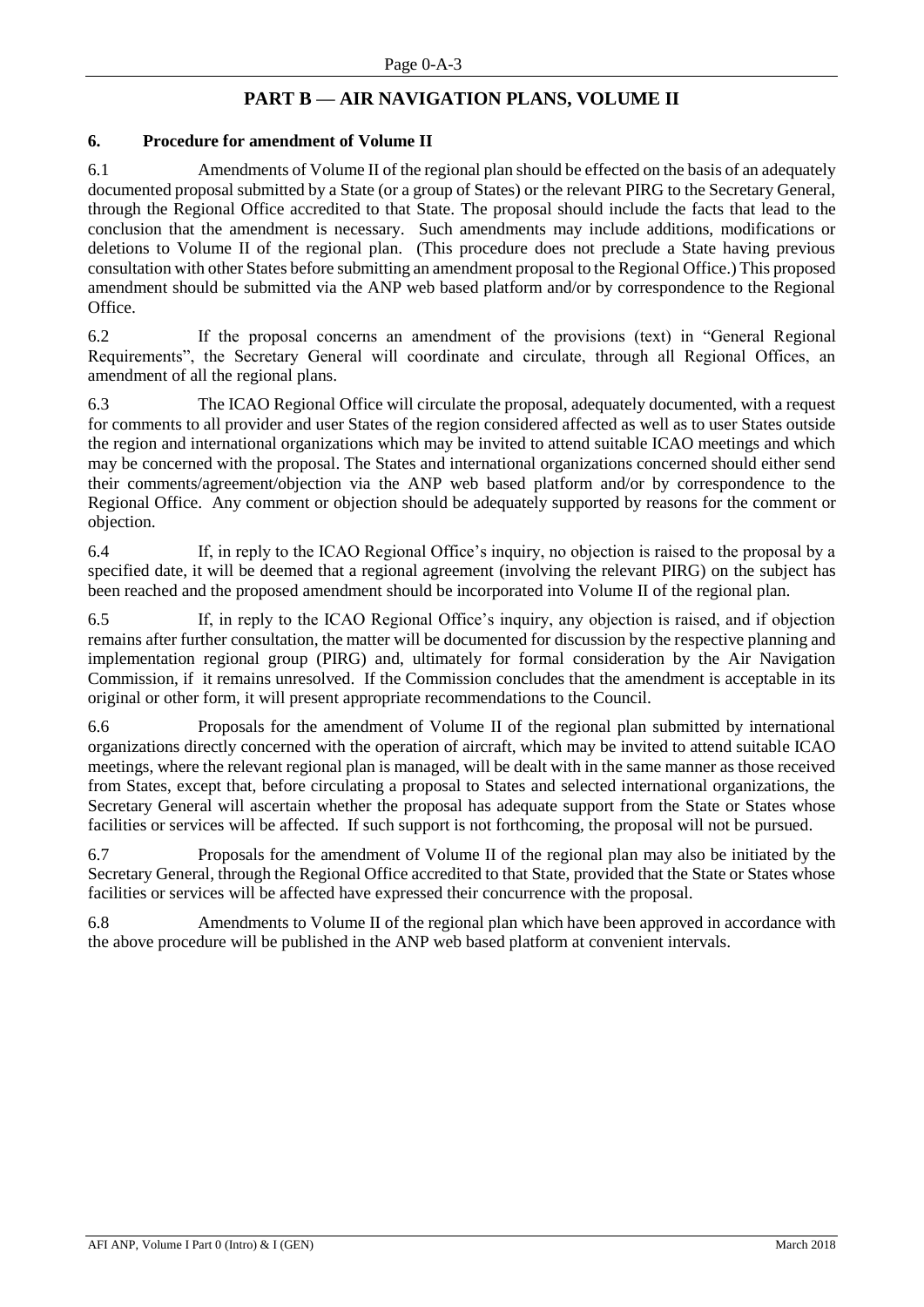## PART B — AIR NAVIGATION PLANS, VOLUME II

### 6. Procedure for amendment of Volume II

6.1 Amendments of Volume II of the regional plan should be effected on the basis of an adequately documented proposal submitted by a State (or a group of States) or the relevant PIRG to the Secretary General, through the Regional Office accredited to that State. The proposal should include the facts that lead to the conclusion that the amendment is necessary. Such amendments may include additions, modifications or deletions to Volume II of the regional plan. (This procedure does not preclude a State having previous consultation with other States before submitting an amendment proposal to the Regional Office.) This proposed amendment should be submitted via the ANP web based platform and/or by correspondence to the Regional Office.

6.2 If the proposal concerns an amendment of the provisions (text) in "General Regional Requirements", the Secretary General will coordinate and circulate, through all Regional Offices, an amendment of all the regional plans.

6.3 The ICAO Regional Office will circulate the proposal, adequately documented, with a request for comments to all provider and user States of the region considered affected as well as to user States outside the region and international organizations which may be invited to attend suitable ICAO meetings and which may be concerned with the proposal. The States and international organizations concerned should either send their comments/agreement/objection via the ANP web based platform and/or by correspondence to the Regional Office. Any comment or objection should be adequately supported by reasons for the comment or objection.

6.4 If, in reply to the ICAO Regional Office's inquiry, no objection is raised to the proposal by a specified date, it will be deemed that a regional agreement (involving the relevant PIRG) on the subject has been reached and the proposed amendment should be incorporated into Volume II of the regional plan.

6.5 If, in reply to the ICAO Regional Office's inquiry, any objection is raised, and if objection remains after further consultation, the matter will be documented for discussion by the respective planning and implementation regional group (PIRG) and, ultimately for formal consideration by the Air Navigation Commission, if it remains unresolved. If the Commission concludes that the amendment is acceptable in its original or other form, it will present appropriate recommendations to the Council.

6.6 Proposals for the amendment of Volume II of the regional plan submitted by international organizations directly concerned with the operation of aircraft, which may be invited to attend suitable ICAO meetings, where the relevant regional plan is managed, will be dealt with in the same manner as those received from States, except that, before circulating a proposal to States and selected international organizations, the Secretary General will ascertain whether the proposal has adequate support from the State or States whose facilities or services will be affected. If such support is not forthcoming, the proposal will not be pursued.

6.7 Proposals for the amendment of Volume II of the regional plan may also be initiated by the Secretary General, through the Regional Office accredited to that State, provided that the State or States whose facilities or services will be affected have expressed their concurrence with the proposal.

6.8 Amendments to Volume II of the regional plan which have been approved in accordance with the above procedure will be published in the ANP web based platform at convenient intervals.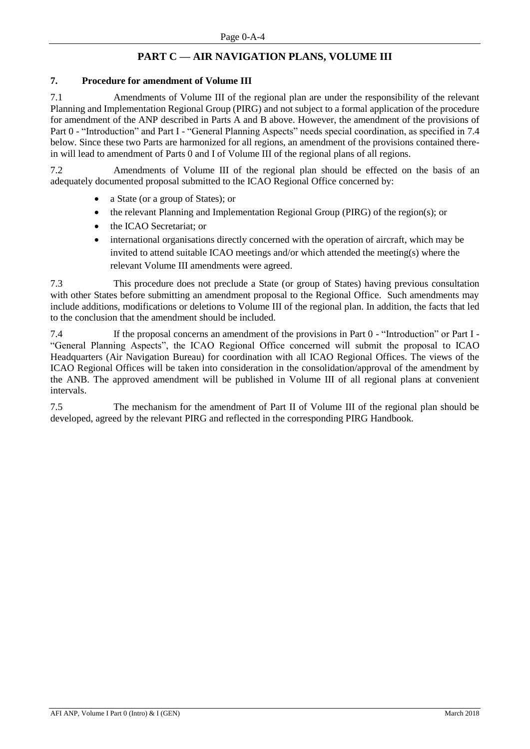## PART C — AIR NAVIGATION PLANS, VOLUME III

### 7. Procedure for amendment of Volume III

7.1 Amendments of Volume III of the regional plan are under the responsibility of the relevant Planning and Implementation Regional Group (PIRG) and not subject to a formal application of the procedure for amendment of the ANP described in Parts A and B above. However, the amendment of the provisions of Part 0 - "Introduction" and Part I - "General Planning Aspects" needs special coordination, as specified in 7.4 below. Since these two Parts are harmonized for all regions, an amendment of the provisions contained therein will lead to amendment of Parts 0 and I of Volume III of the regional plans of all regions.

7.2 Amendments of Volume III of the regional plan should be effected on the basis of an adequately documented proposal submitted to the ICAO Regional Office concerned by:

- a State (or a group of States); or
- the relevant Planning and Implementation Regional Group (PIRG) of the region(s); or
- the ICAO Secretariat; or
- international organisations directly concerned with the operation of aircraft, which may be invited to attend suitable ICAO meetings and/or which attended the meeting(s) where the relevant Volume III amendments were agreed.

7.3 This procedure does not preclude a State (or group of States) having previous consultation with other States before submitting an amendment proposal to the Regional Office. Such amendments may include additions, modifications or deletions to Volume III of the regional plan. In addition, the facts that led to the conclusion that the amendment should be included.

7.4 If the proposal concerns an amendment of the provisions in Part 0 - "Introduction" or Part I - "General Planning Aspects", the ICAO Regional Office concerned will submit the proposal to ICAO Headquarters (Air Navigation Bureau) for coordination with all ICAO Regional Offices. The views of the ICAO Regional Offices will be taken into consideration in the consolidation/approval of the amendment by the ANB. The approved amendment will be published in Volume III of all regional plans at convenient intervals.

7.5 The mechanism for the amendment of Part II of Volume III of the regional plan should be developed, agreed by the relevant PIRG and reflected in the corresponding PIRG Handbook.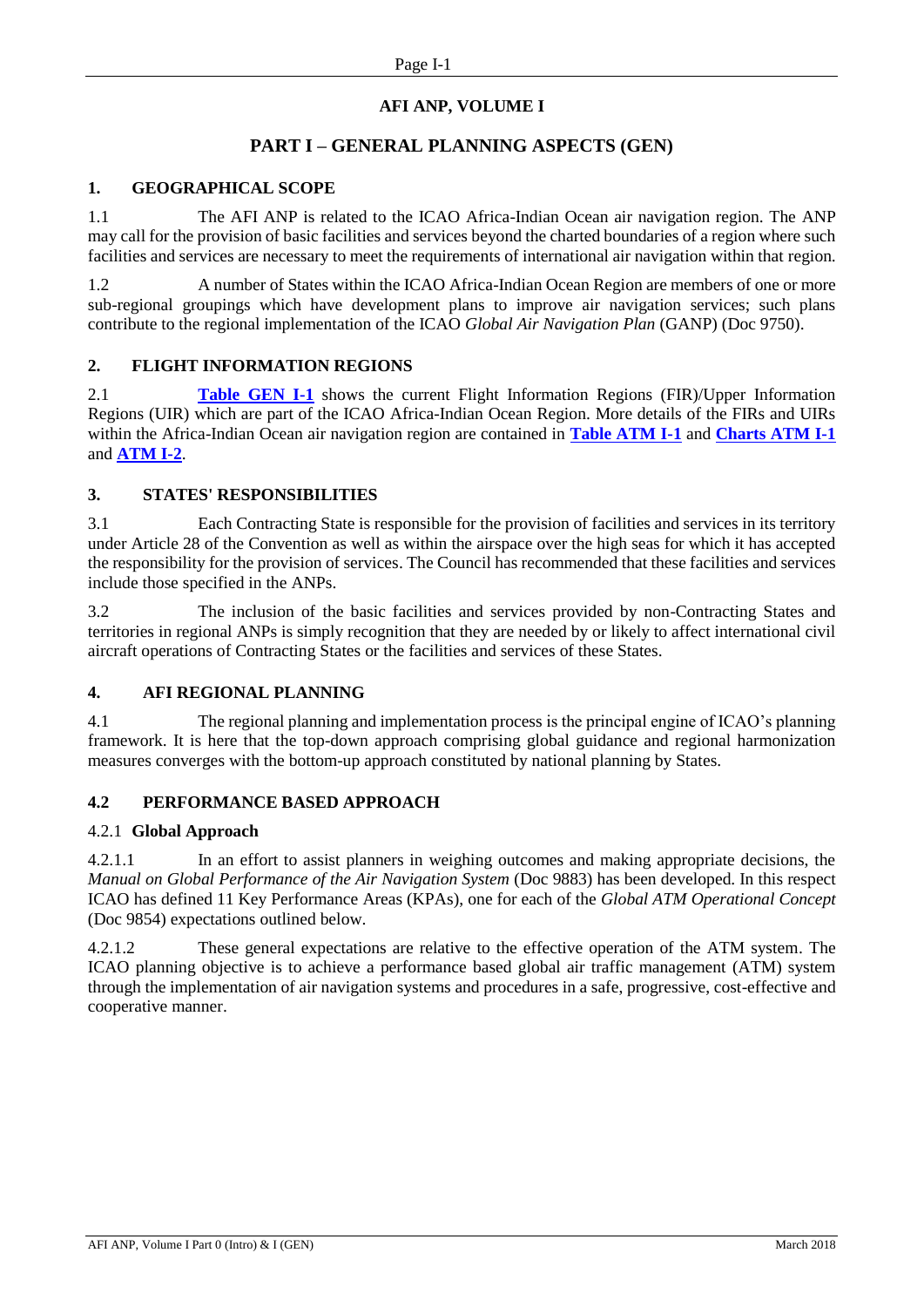# AFI ANP, VOLUME I

## PART I – GENERAL PLANNING ASPECTS (GEN)

### 1. GEOGRAPHICAL SCOPE

1.1 The AFI ANP is related to the ICAO Africa-Indian Ocean air navigation region. The ANP may call for the provision of basic facilities and services beyond the charted boundaries of a region where such facilities and services are necessary to meet the requirements of international air navigation within that region.

1.2 A number of States within the ICAO Africa-Indian Ocean Region are members of one or more sub-regional groupings which have development plans to improve air navigation services; such plans contribute to the regional implementation of the ICAO *Global Air Navigation Plan* (GANP) (Doc 9750).

### 2. FLIGHT INFORMATION REGIONS

2.1 **Table GEN I-1** shows the current Flight Information Regions (FIR)/Upper Information Regions (UIR) which are part of the ICAO Africa-Indian Ocean Region. More details of the FIRs and UIRs within the Africa-Indian Ocean air navigation region are contained in **Table ATM I-1** and **Charts ATM I-1** and **ATM I-2**.

### 3. STATES' RESPONSIBILITIES

3.1 Each Contracting State is responsible for the provision of facilities and services in its territory under Article 28 of the Convention as well as within the airspace over the high seas for which it has accepted the responsibility for the provision of services. The Council has recommended that these facilities and services include those specified in the ANPs.

3.2 The inclusion of the basic facilities and services provided by non-Contracting States and territories in regional ANPs is simply recognition that they are needed by or likely to affect international civil aircraft operations of Contracting States or the facilities and services of these States.

### 4. AFI REGIONAL PLANNING

4.1 The regional planning and implementation process is the principal engine of ICAO's planning framework. It is here that the top-down approach comprising global guidance and regional harmonization measures converges with the bottom-up approach constituted by national planning by States.

### 4.2 PERFORMANCE BASED APPROACH

#### 4.2.1 Global Approach

4.2.1.1 In an effort to assist planners in weighing outcomes and making appropriate decisions, the *Manual on Global Performance of the Air Navigation System* (Doc 9883) has been developed. In this respect ICAO has defined 11 Key Performance Areas (KPAs), one for each of the *Global ATM Operational Concept* (Doc 9854) expectations outlined below.

4.2.1.2 These general expectations are relative to the effective operation of the ATM system. The ICAO planning objective is to achieve a performance based global air traffic management (ATM) system through the implementation of air navigation systems and procedures in a safe, progressive, cost-effective and cooperative manner.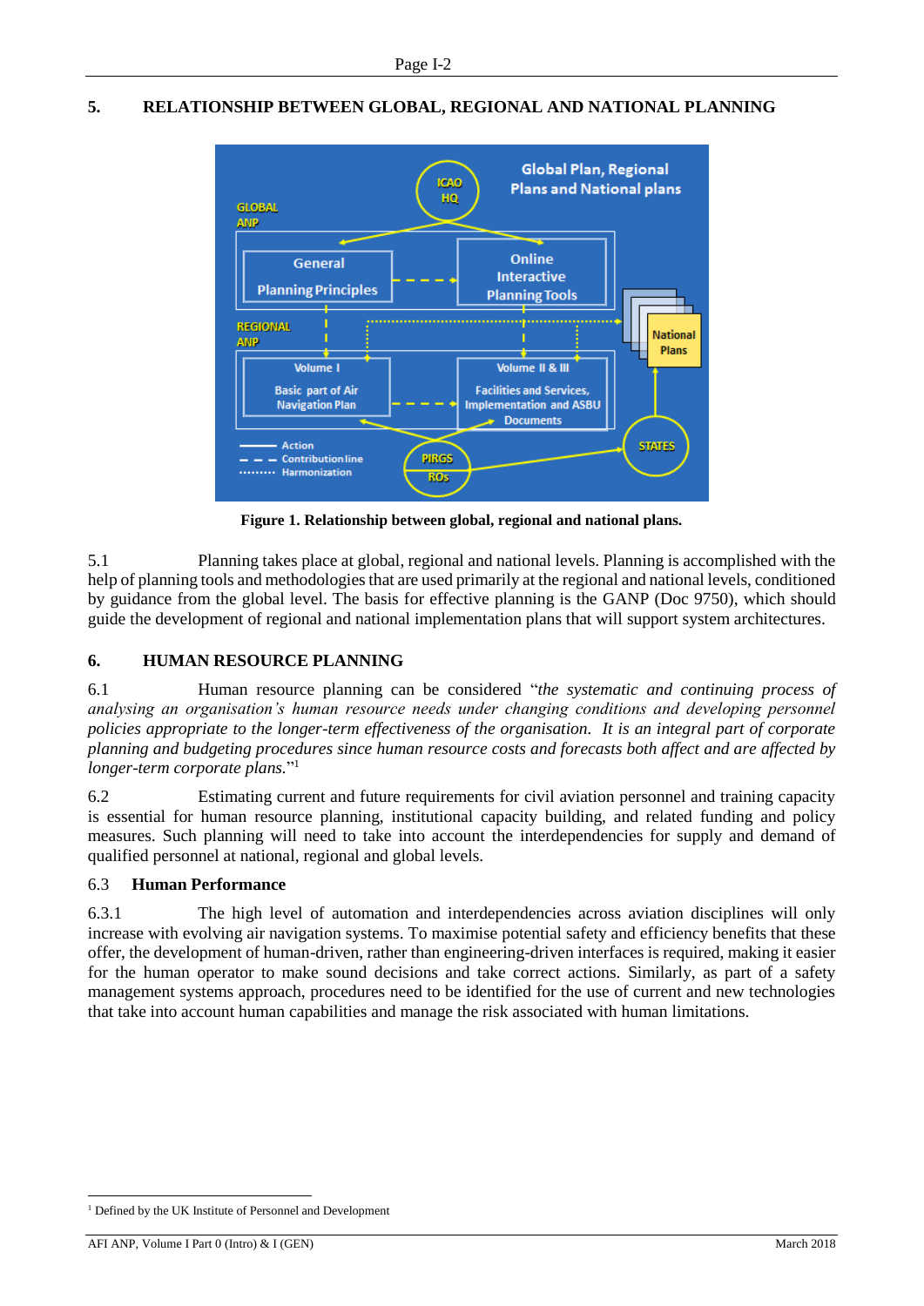## 5. RELATIONSHIP BETWEEN GLOBAL, REGIONAL AND NATIONAL PLANNING

**Figure 1. Relationship between global, regional and national plans.**

5.1 Planning takes place at global, regional and national levels. Planning is accomplished with the help of planning tools and methodologies that are used primarily at the regional and national levels, conditioned by guidance from the global level. The basis for effective planning is the GANP (Doc 9750), which should guide the development of regional and national implementation plans that will support system architectures.

## 6. HUMAN RESOURCE PLANNING

6.1 Human resource planning can be considered "*the systematic and continuing process of analysing an organisation's human resource needs under changing conditions and developing personnel policies appropriate to the longer-term effectiveness of the organisation. It is an integral part of corporate planning and budgeting procedures since human resource costs and forecasts both affect and are affected by longer-term corporate plans.*"[1]

6.2 Estimating current and future requirements for civil aviation personnel and training capacity is essential for human resource planning, institutional capacity building, and related funding and policy measures. Such planning will need to take into account the interdependencies for supply and demand of qualified personnel at national, regional and global levels.

### 6.3 Human Performance

6.3.1 The high level of automation and interdependencies across aviation disciplines will only increase with evolving air navigation systems. To maximise potential safety and efficiency benefits that these offer, the development of human-driven, rather than engineering-driven interfaces is required, making it easier for the human operator to make sound decisions and take correct actions. Similarly, as part of a safety management systems approach, procedures need to be identified for the use of current and new technologies that take into account human capabilities and manage the risk associated with human limitations.

---

[1] Defined by the UK Institute of Personnel and Development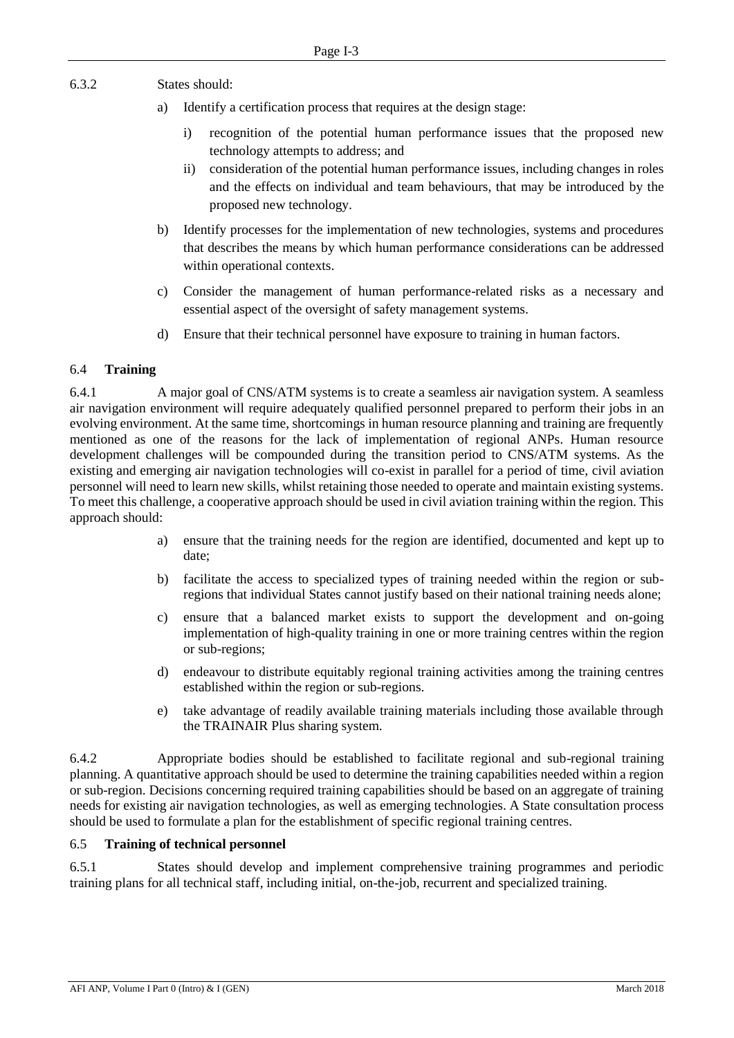6.3.2 States should:

a) Identify a certification process that requires at the design stage:

   i) recognition of the potential human performance issues that the proposed new technology attempts to address; and

   ii) consideration of the potential human performance issues, including changes in roles and the effects on individual and team behaviours, that may be introduced by the proposed new technology.

b) Identify processes for the implementation of new technologies, systems and procedures that describes the means by which human performance considerations can be addressed within operational contexts.

c) Consider the management of human performance-related risks as a necessary and essential aspect of the oversight of safety management systems.

d) Ensure that their technical personnel have exposure to training in human factors.

## 6.4 Training

6.4.1 A major goal of CNS/ATM systems is to create a seamless air navigation system. A seamless air navigation environment will require adequately qualified personnel prepared to perform their jobs in an evolving environment. At the same time, shortcomings in human resource planning and training are frequently mentioned as one of the reasons for the lack of implementation of regional ANPs. Human resource development challenges will be compounded during the transition period to CNS/ATM systems. As the existing and emerging air navigation technologies will co-exist in parallel for a period of time, civil aviation personnel will need to learn new skills, whilst retaining those needed to operate and maintain existing systems. To meet this challenge, a cooperative approach should be used in civil aviation training within the region. This approach should:

a) ensure that the training needs for the region are identified, documented and kept up to date;

b) facilitate the access to specialized types of training needed within the region or sub-regions that individual States cannot justify based on their national training needs alone;

c) ensure that a balanced market exists to support the development and on-going implementation of high-quality training in one or more training centres within the region or sub-regions;

d) endeavour to distribute equitably regional training activities among the training centres established within the region or sub-regions.

e) take advantage of readily available training materials including those available through the TRAINAIR Plus sharing system.

6.4.2 Appropriate bodies should be established to facilitate regional and sub-regional training planning. A quantitative approach should be used to determine the training capabilities needed within a region or sub-region. Decisions concerning required training capabilities should be based on an aggregate of training needs for existing air navigation technologies, as well as emerging technologies. A State consultation process should be used to formulate a plan for the establishment of specific regional training centres.

## 6.5 Training of technical personnel

6.5.1 States should develop and implement comprehensive training programmes and periodic training plans for all technical staff, including initial, on-the-job, recurrent and specialized training.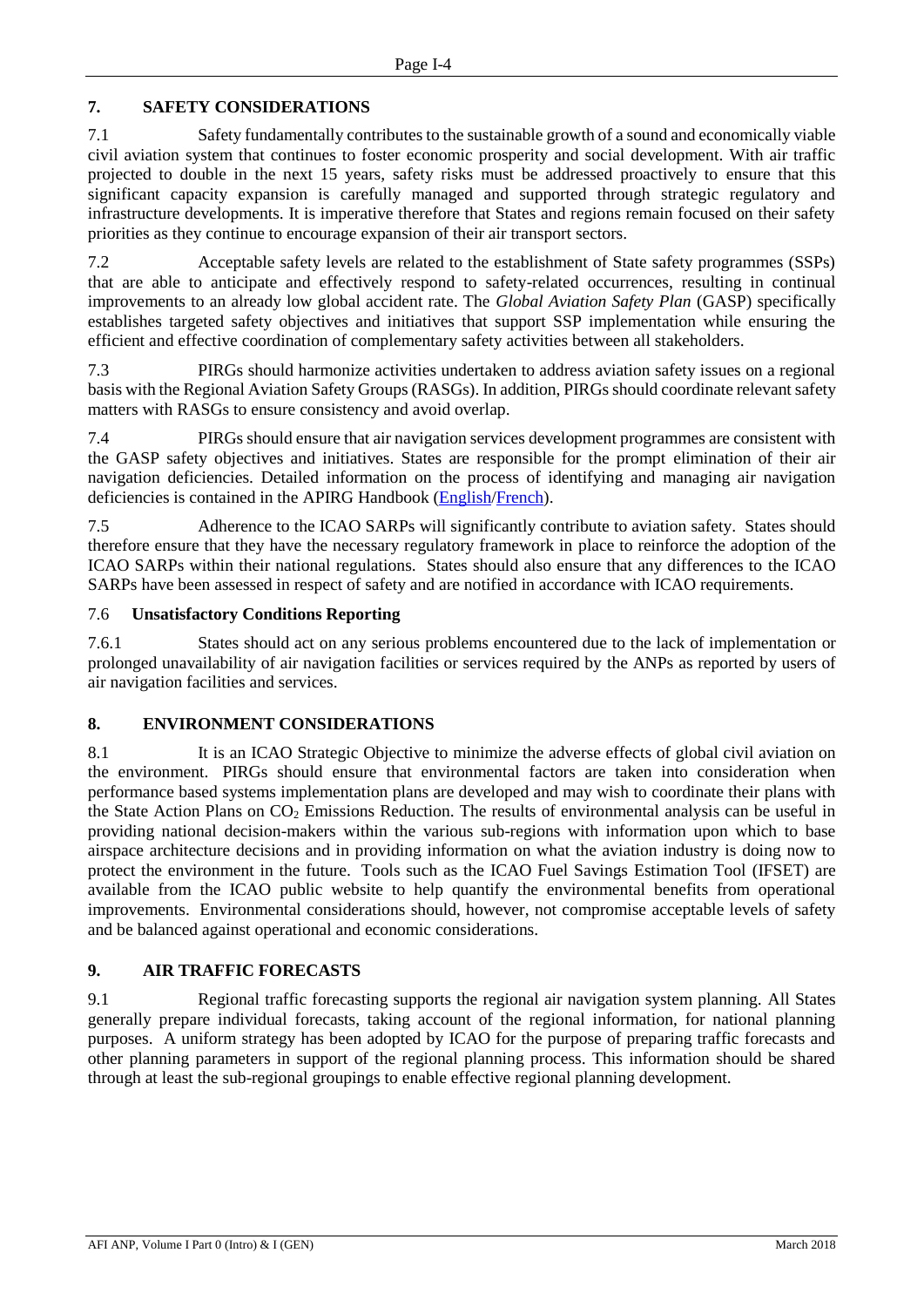## 7. SAFETY CONSIDERATIONS

7.1 Safety fundamentally contributes to the sustainable growth of a sound and economically viable civil aviation system that continues to foster economic prosperity and social development. With air traffic projected to double in the next 15 years, safety risks must be addressed proactively to ensure that this significant capacity expansion is carefully managed and supported through strategic regulatory and infrastructure developments. It is imperative therefore that States and regions remain focused on their safety priorities as they continue to encourage expansion of their air transport sectors.

7.2 Acceptable safety levels are related to the establishment of State safety programmes (SSPs) that are able to anticipate and effectively respond to safety-related occurrences, resulting in continual improvements to an already low global accident rate. The *Global Aviation Safety Plan* (GASP) specifically establishes targeted safety objectives and initiatives that support SSP implementation while ensuring the efficient and effective coordination of complementary safety activities between all stakeholders.

7.3 PIRGs should harmonize activities undertaken to address aviation safety issues on a regional basis with the Regional Aviation Safety Groups (RASGs). In addition, PIRGs should coordinate relevant safety matters with RASGs to ensure consistency and avoid overlap.

7.4 PIRGs should ensure that air navigation services development programmes are consistent with the GASP safety objectives and initiatives. States are responsible for the prompt elimination of their air navigation deficiencies. Detailed information on the process of identifying and managing air navigation deficiencies is contained in the APIRG Handbook (English/French).

7.5 Adherence to the ICAO SARPs will significantly contribute to aviation safety. States should therefore ensure that they have the necessary regulatory framework in place to reinforce the adoption of the ICAO SARPs within their national regulations. States should also ensure that any differences to the ICAO SARPs have been assessed in respect of safety and are notified in accordance with ICAO requirements.

### 7.6 Unsatisfactory Conditions Reporting

7.6.1 States should act on any serious problems encountered due to the lack of implementation or prolonged unavailability of air navigation facilities or services required by the ANPs as reported by users of air navigation facilities and services.

## 8. ENVIRONMENT CONSIDERATIONS

8.1 It is an ICAO Strategic Objective to minimize the adverse effects of global civil aviation on the environment. PIRGs should ensure that environmental factors are taken into consideration when performance based systems implementation plans are developed and may wish to coordinate their plans with the State Action Plans on $CO_2$ Emissions Reduction. The results of environmental analysis can be useful in providing national decision-makers within the various sub-regions with information upon which to base airspace architecture decisions and in providing information on what the aviation industry is doing now to protect the environment in the future. Tools such as the ICAO Fuel Savings Estimation Tool (IFSET) are available from the ICAO public website to help quantify the environmental benefits from operational improvements. Environmental considerations should, however, not compromise acceptable levels of safety and be balanced against operational and economic considerations.

## 9. AIR TRAFFIC FORECASTS

9.1 Regional traffic forecasting supports the regional air navigation system planning. All States generally prepare individual forecasts, taking account of the regional information, for national planning purposes. A uniform strategy has been adopted by ICAO for the purpose of preparing traffic forecasts and other planning parameters in support of the regional planning process. This information should be shared through at least the sub-regional groupings to enable effective regional planning development.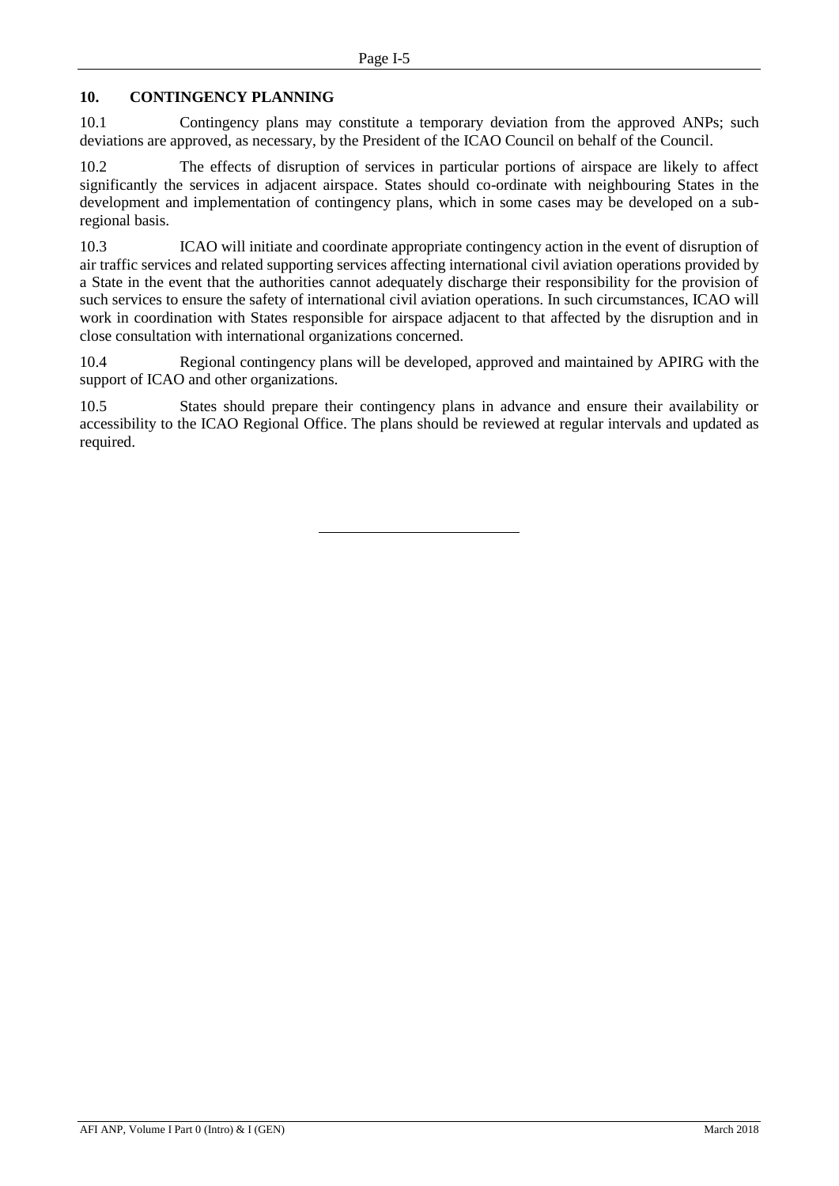## 10. CONTINGENCY PLANNING

10.1 Contingency plans may constitute a temporary deviation from the approved ANPs; such deviations are approved, as necessary, by the President of the ICAO Council on behalf of the Council.

10.2 The effects of disruption of services in particular portions of airspace are likely to affect significantly the services in adjacent airspace. States should co-ordinate with neighbouring States in the development and implementation of contingency plans, which in some cases may be developed on a sub-regional basis.

10.3 ICAO will initiate and coordinate appropriate contingency action in the event of disruption of air traffic services and related supporting services affecting international civil aviation operations provided by a State in the event that the authorities cannot adequately discharge their responsibility for the provision of such services to ensure the safety of international civil aviation operations. In such circumstances, ICAO will work in coordination with States responsible for airspace adjacent to that affected by the disruption and in close consultation with international organizations concerned.

10.4 Regional contingency plans will be developed, approved and maintained by APIRG with the support of ICAO and other organizations.

10.5 States should prepare their contingency plans in advance and ensure their availability or accessibility to the ICAO Regional Office. The plans should be reviewed at regular intervals and updated as required.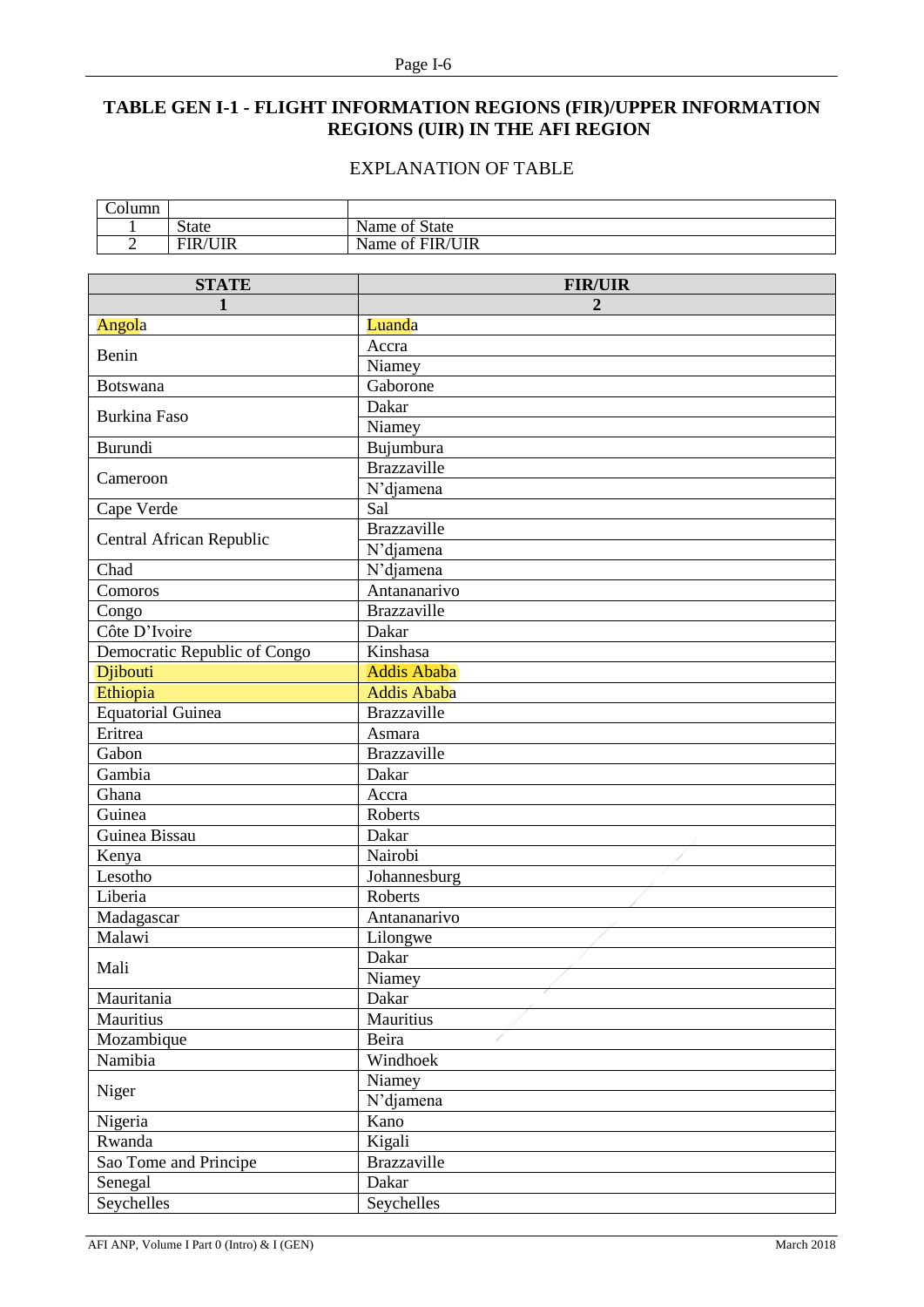## TABLE GEN I-1 - FLIGHT INFORMATION REGIONS (FIR)/UPPER INFORMATION REGIONS (UIR) IN THE AFI REGION

### EXPLANATION OF TABLE

| Column | | |
|---|---|---|
| 1 | State | Name of State |
| 2 | FIR/UIR | Name of FIR/UIR |

| STATE | FIR/UIR |
|---|---|
| 1 | 2 |
| Angola | Luanda |
| Benin | Accra |
| | Niamey |
| Botswana | Gaborone |
| Burkina Faso | Dakar |
| | Niamey |
| Burundi | Bujumbura |
| Cameroon | Brazzaville |
| | N'djamena |
| Cape Verde | Sal |
| Central African Republic | Brazzaville |
| | N'djamena |
| Chad | N'djamena |
| Comoros | Antananarivo |
| Congo | Brazzaville |
| Côte D'Ivoire | Dakar |
| Democratic Republic of Congo | Kinshasa |
| Djibouti | Addis Ababa |
| Ethiopia | Addis Ababa |
| Equatorial Guinea | Brazzaville |
| Eritrea | Asmara |
| Gabon | Brazzaville |
| Gambia | Dakar |
| Ghana | Accra |
| Guinea | Roberts |
| Guinea Bissau | Dakar |
| Kenya | Nairobi |
| Lesotho | Johannesburg |
| Liberia | Roberts |
| Madagascar | Antananarivo |
| Malawi | Lilongwe |
| Mali | Dakar |
| | Niamey |
| Mauritania | Dakar |
| Mauritius | Mauritius |
| Mozambique | Beira |
| Namibia | Windhoek |
| Niger | Niamey |
| | N'djamena |
| Nigeria | Kano |
| Rwanda | Kigali |
| Sao Tome and Principe | Brazzaville |
| Senegal | Dakar |
| Seychelles | Seychelles |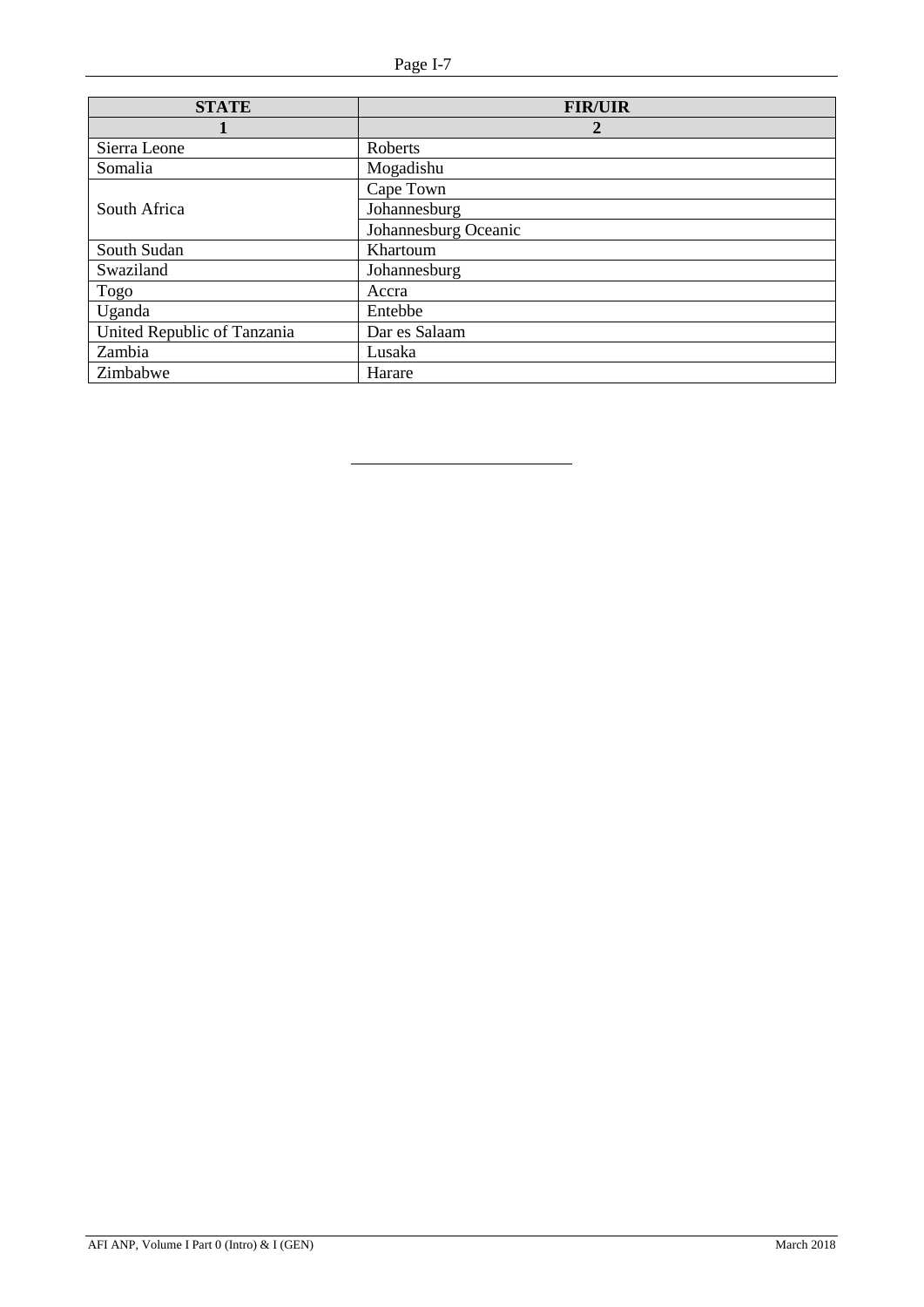| STATE | FIR/UIR |
|---|---|
| 1 | 2 |
| Sierra Leone | Roberts |
| Somalia | Mogadishu |
| South Africa | Cape Town |
| | Johannesburg |
| | Johannesburg Oceanic |
| South Sudan | Khartoum |
| Swaziland | Johannesburg |
| Togo | Accra |
| Uganda | Entebbe |
| United Republic of Tanzania | Dar es Salaam |
| Zambia | Lusaka |
| Zimbabwe | Harare |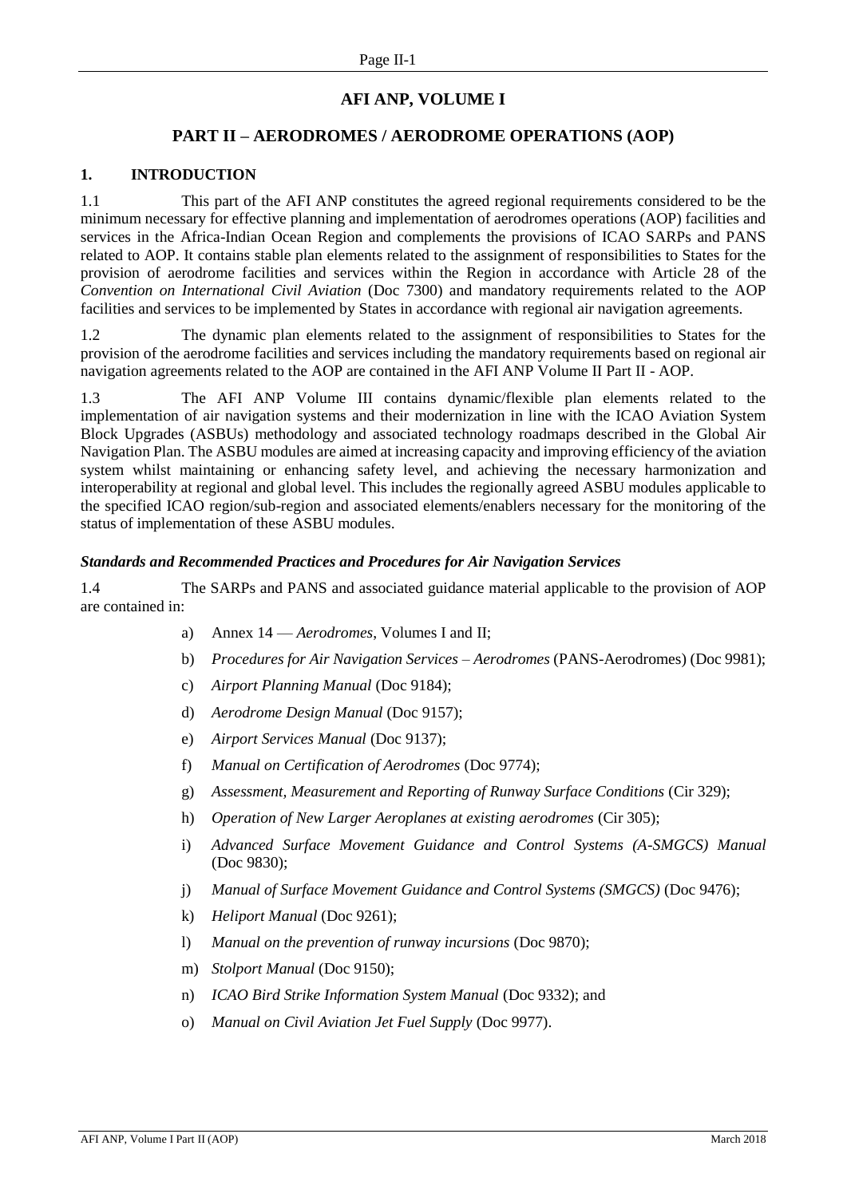# AFI ANP, VOLUME I

## PART II – AERODROMES / AERODROME OPERATIONS (AOP)

### 1. INTRODUCTION

1.1 This part of the AFI ANP constitutes the agreed regional requirements considered to be the minimum necessary for effective planning and implementation of aerodromes operations (AOP) facilities and services in the Africa-Indian Ocean Region and complements the provisions of ICAO SARPs and PANS related to AOP. It contains stable plan elements related to the assignment of responsibilities to States for the provision of aerodrome facilities and services within the Region in accordance with Article 28 of the *Convention on International Civil Aviation* (Doc 7300) and mandatory requirements related to the AOP facilities and services to be implemented by States in accordance with regional air navigation agreements.

1.2 The dynamic plan elements related to the assignment of responsibilities to States for the provision of the aerodrome facilities and services including the mandatory requirements based on regional air navigation agreements related to the AOP are contained in the AFI ANP Volume II Part II - AOP.

1.3 The AFI ANP Volume III contains dynamic/flexible plan elements related to the implementation of air navigation systems and their modernization in line with the ICAO Aviation System Block Upgrades (ASBUs) methodology and associated technology roadmaps described in the Global Air Navigation Plan. The ASBU modules are aimed at increasing capacity and improving efficiency of the aviation system whilst maintaining or enhancing safety level, and achieving the necessary harmonization and interoperability at regional and global level. This includes the regionally agreed ASBU modules applicable to the specified ICAO region/sub-region and associated elements/enablers necessary for the monitoring of the status of implementation of these ASBU modules.

***Standards and Recommended Practices and Procedures for Air Navigation Services***

1.4 The SARPs and PANS and associated guidance material applicable to the provision of AOP are contained in:

a) Annex 14 — *Aerodromes*, Volumes I and II;

b) *Procedures for Air Navigation Services – Aerodromes* (PANS-Aerodromes) (Doc 9981);

c) *Airport Planning Manual* (Doc 9184);

d) *Aerodrome Design Manual* (Doc 9157);

e) *Airport Services Manual* (Doc 9137);

f) *Manual on Certification of Aerodromes* (Doc 9774);

g) *Assessment, Measurement and Reporting of Runway Surface Conditions* (Cir 329);

h) *Operation of New Larger Aeroplanes at existing aerodromes* (Cir 305);

i) *Advanced Surface Movement Guidance and Control Systems (A-SMGCS) Manual* (Doc 9830);

j) *Manual of Surface Movement Guidance and Control Systems (SMGCS)* (Doc 9476);

k) *Heliport Manual* (Doc 9261);

l) *Manual on the prevention of runway incursions* (Doc 9870);

m) *Stolport Manual* (Doc 9150);

n) *ICAO Bird Strike Information System Manual* (Doc 9332); and

o) *Manual on Civil Aviation Jet Fuel Supply* (Doc 9977).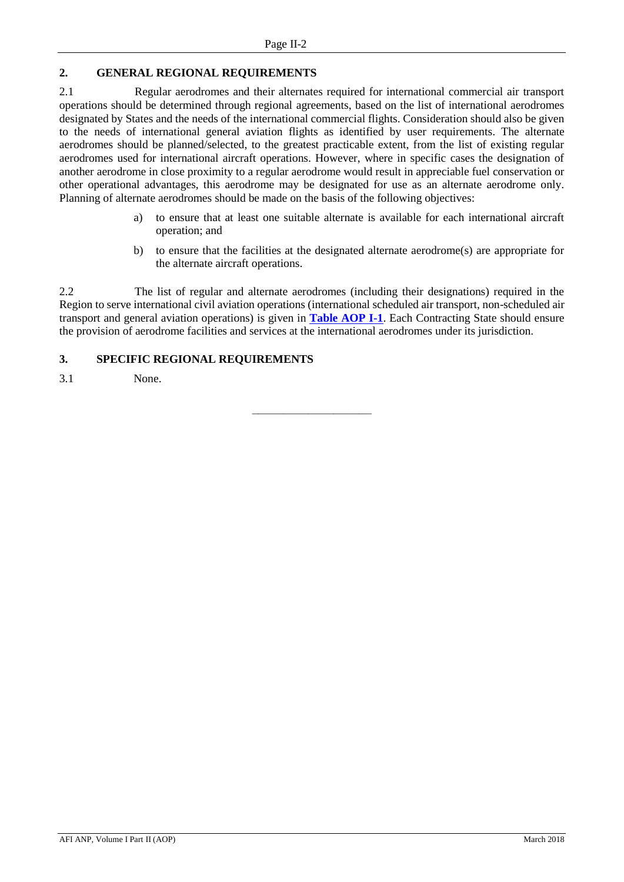## 2. GENERAL REGIONAL REQUIREMENTS

2.1 Regular aerodromes and their alternates required for international commercial air transport operations should be determined through regional agreements, based on the list of international aerodromes designated by States and the needs of the international commercial flights. Consideration should also be given to the needs of international general aviation flights as identified by user requirements. The alternate aerodromes should be planned/selected, to the greatest practicable extent, from the list of existing regular aerodromes used for international aircraft operations. However, where in specific cases the designation of another aerodrome in close proximity to a regular aerodrome would result in appreciable fuel conservation or other operational advantages, this aerodrome may be designated for use as an alternate aerodrome only. Planning of alternate aerodromes should be made on the basis of the following objectives:

a) to ensure that at least one suitable alternate is available for each international aircraft operation; and

b) to ensure that the facilities at the designated alternate aerodrome(s) are appropriate for the alternate aircraft operations.

2.2 The list of regular and alternate aerodromes (including their designations) required in the Region to serve international civil aviation operations (international scheduled air transport, non-scheduled air transport and general aviation operations) is given in **Table AOP I-1**. Each Contracting State should ensure the provision of aerodrome facilities and services at the international aerodromes under its jurisdiction.

## 3. SPECIFIC REGIONAL REQUIREMENTS

3.1 None.

---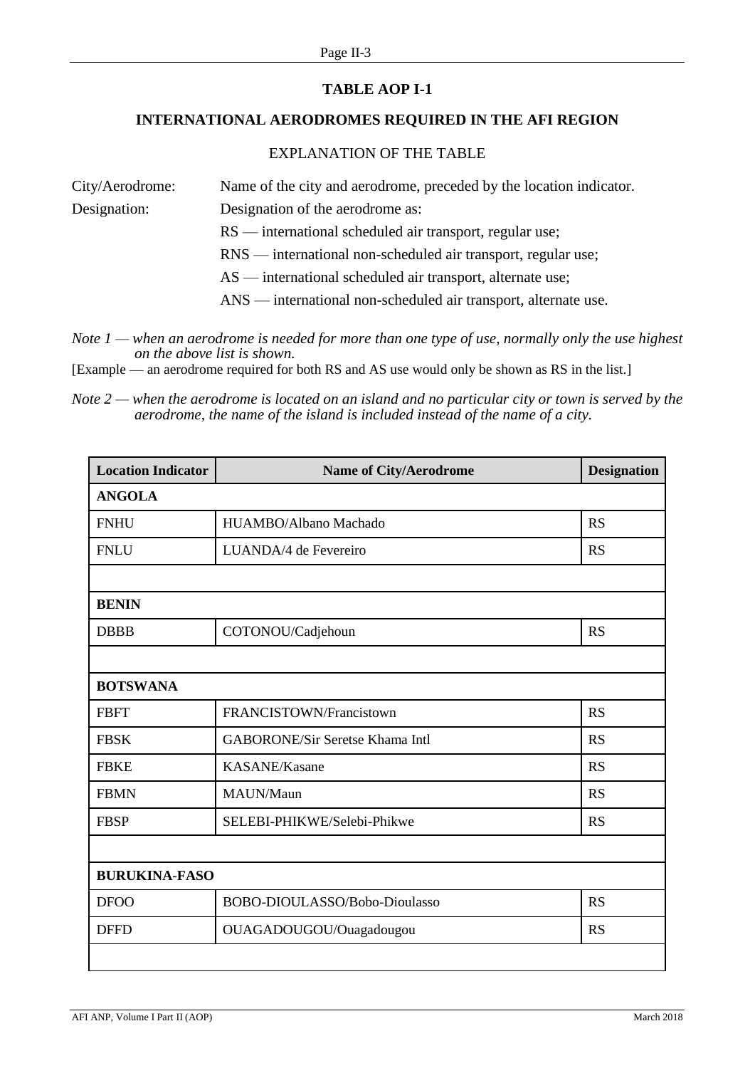## TABLE AOP I-1

## INTERNATIONAL AERODROMES REQUIRED IN THE AFI REGION

### EXPLANATION OF THE TABLE

City/Aerodrome: Name of the city and aerodrome, preceded by the location indicator.

Designation: Designation of the aerodrome as:

RS — international scheduled air transport, regular use;

RNS — international non-scheduled air transport, regular use;

AS — international scheduled air transport, alternate use;

ANS — international non-scheduled air transport, alternate use.

*Note 1 — when an aerodrome is needed for more than one type of use, normally only the use highest on the above list is shown.*

[Example — an aerodrome required for both RS and AS use would only be shown as RS in the list.]

*Note 2 — when the aerodrome is located on an island and no particular city or town is served by the aerodrome, the name of the island is included instead of the name of a city.*

| Location Indicator | Name of City/Aerodrome | Designation |
|---|---|---|
| **ANGOLA** | | |
| FNHU | HUAMBO/Albano Machado | RS |
| FNLU | LUANDA/4 de Fevereiro | RS |
| | | |
| **BENIN** | | |
| DBBB | COTONOU/Cadjehoun | RS |
| | | |
| **BOTSWANA** | | |
| FBFT | FRANCISTOWN/Francistown | RS |
| FBSK | GABORONE/Sir Seretse Khama Intl | RS |
| FBKE | KASANE/Kasane | RS |
| FBMN | MAUN/Maun | RS |
| FBSP | SELEBI-PHIKWE/Selebi-Phikwe | RS |
| | | |
| **BURUKINA-FASO** | | |
| DFOO | BOBO-DIOULASSO/Bobo-Dioulasso | RS |
| DFFD | OUAGADOUGOU/Ouagadougou | RS |
| | | |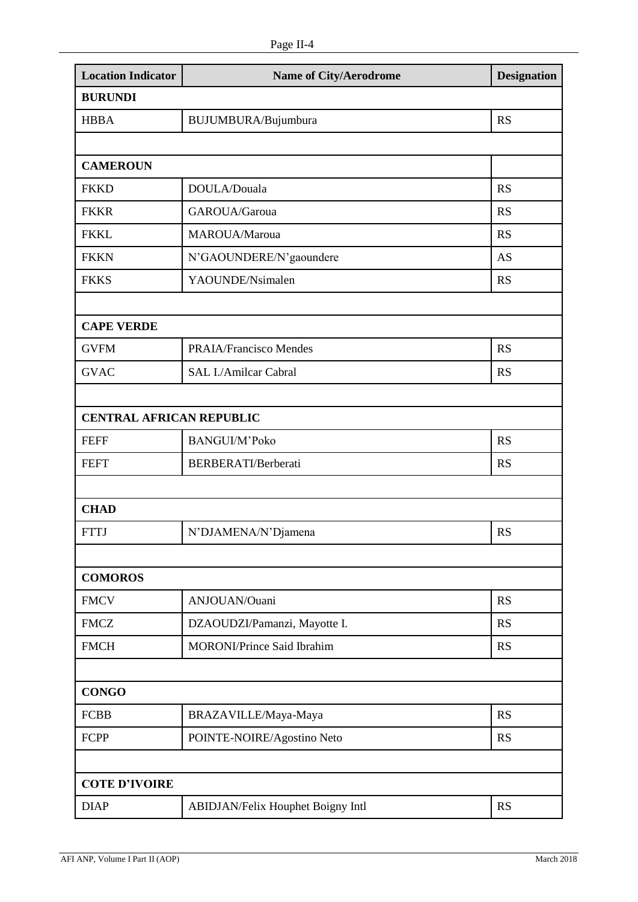| Location Indicator | Name of City/Aerodrome | Designation |
|---|---|---|
| **BURUNDI** | | |
| HBBA | BUJUMBURA/Bujumbura | RS |
| | | |
| **CAMEROUN** | | |
| FKKD | DOULA/Douala | RS |
| FKKR | GAROUA/Garoua | RS |
| FKKL | MAROUA/Maroua | RS |
| FKKN | N'GAOUNDERE/N'gaoundere | AS |
| FKKS | YAOUNDE/Nsimalen | RS |
| | | |
| **CAPE VERDE** | | |
| GVFM | PRAIA/Francisco Mendes | RS |
| GVAC | SAL I./Amilcar Cabral | RS |
| | | |
| **CENTRAL AFRICAN REPUBLIC** | | |
| FEFF | BANGUI/M'Poko | RS |
| FEFT | BERBERATI/Berberati | RS |
| | | |
| **CHAD** | | |
| FTTJ | N'DJAMENA/N'Djamena | RS |
| | | |
| **COMOROS** | | |
| FMCV | ANJOUAN/Ouani | RS |
| FMCZ | DZAOUDZI/Pamanzi, Mayotte I. | RS |
| FMCH | MORONI/Prince Said Ibrahim | RS |
| | | |
| **CONGO** | | |
| FCBB | BRAZAVILLE/Maya-Maya | RS |
| FCPP | POINTE-NOIRE/Agostino Neto | RS |
| | | |
| **COTE D'IVOIRE** | | |
| DIAP | ABIDJAN/Felix Houphet Boigny Intl | RS |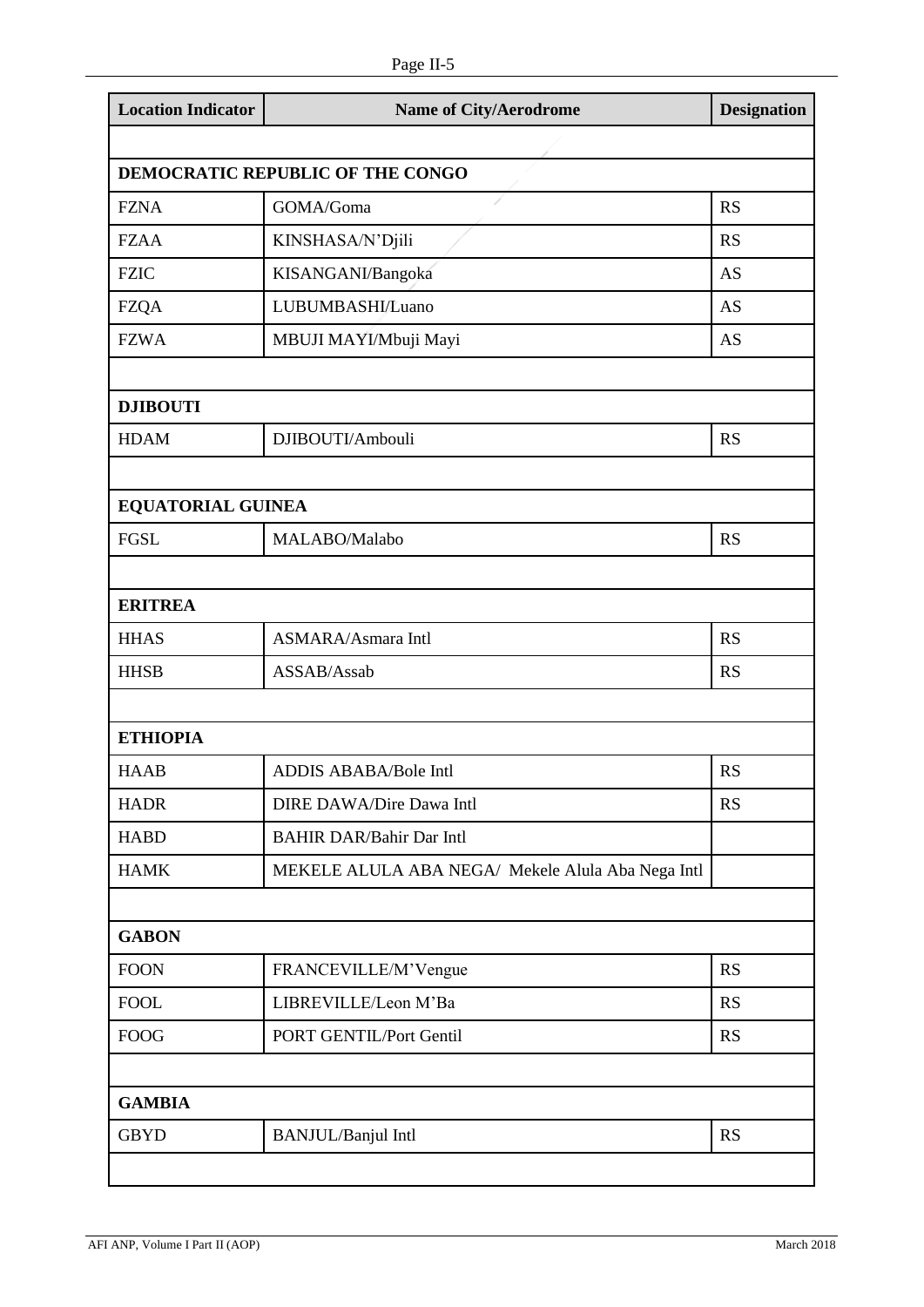| Location Indicator | Name of City/Aerodrome | Designation |
|---|---|---|
| | | |
| **DEMOCRATIC REPUBLIC OF THE CONGO** | | |
| FZNA | GOMA/Goma | RS |
| FZAA | KINSHASA/N'Djili | RS |
| FZIC | KISANGANI/Bangoka | AS |
| FZQA | LUBUMBASHI/Luano | AS |
| FZWA | MBUJI MAYI/Mbuji Mayi | AS |
| | | |
| **DJIBOUTI** | | |
| HDAM | DJIBOUTI/Ambouli | RS |
| | | |
| **EQUATORIAL GUINEA** | | |
| FGSL | MALABO/Malabo | RS |
| | | |
| **ERITREA** | | |
| HHAS | ASMARA/Asmara Intl | RS |
| HHSB | ASSAB/Assab | RS |
| | | |
| **ETHIOPIA** | | |
| HAAB | ADDIS ABABA/Bole Intl | RS |
| HADR | DIRE DAWA/Dire Dawa Intl | RS |
| HABD | BAHIR DAR/Bahir Dar Intl | |
| HAMK | MEKELE ALULA ABA NEGA/ Mekele Alula Aba Nega Intl | |
| | | |
| **GABON** | | |
| FOON | FRANCEVILLE/M'Vengue | RS |
| FOOL | LIBREVILLE/Leon M'Ba | RS |
| FOOG | PORT GENTIL/Port Gentil | RS |
| | | |
| **GAMBIA** | | |
| GBYD | BANJUL/Banjul Intl | RS |
| | | |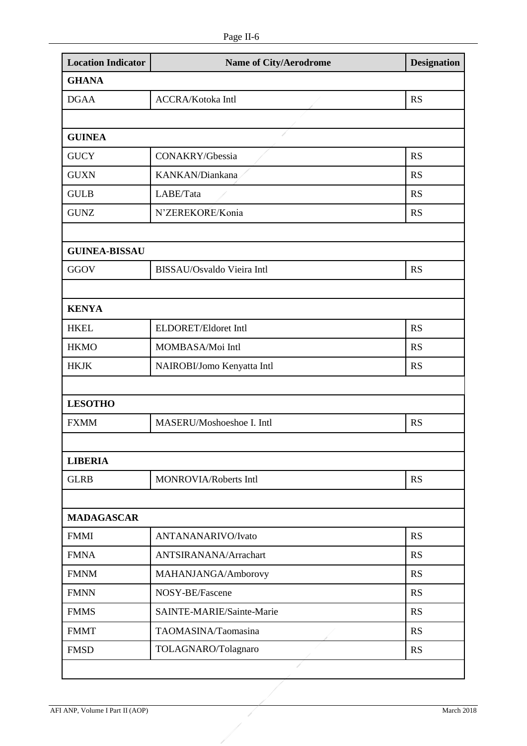| Location Indicator | Name of City/Aerodrome | Designation |
| --- | --- | --- |
| **GHANA** | | |
| DGAA | ACCRA/Kotoka Intl | RS |
| | | |
| **GUINEA** | | |
| GUCY | CONAKRY/Gbessia | RS |
| GUXN | KANKAN/Diankana | RS |
| GULB | LABE/Tata | RS |
| GUNZ | N'ZEREKORE/Konia | RS |
| | | |
| **GUINEA-BISSAU** | | |
| GGOV | BISSAU/Osvaldo Vieira Intl | RS |
| | | |
| **KENYA** | | |
| HKEL | ELDORET/Eldoret Intl | RS |
| HKMO | MOMBASA/Moi Intl | RS |
| HKJK | NAIROBI/Jomo Kenyatta Intl | RS |
| | | |
| **LESOTHO** | | |
| FXMM | MASERU/Moshoeshoe I. Intl | RS |
| | | |
| **LIBERIA** | | |
| GLRB | MONROVIA/Roberts Intl | RS |
| | | |
| **MADAGASCAR** | | |
| FMMI | ANTANANARIVO/Ivato | RS |
| FMNA | ANTSIRANANA/Arrachart | RS |
| FMNM | MAHANJANGA/Amborovy | RS |
| FMNN | NOSY-BE/Fascene | RS |
| FMMS | SAINTE-MARIE/Sainte-Marie | RS |
| FMMT | TAOMASINA/Taomasina | RS |
| FMSD | TOLAGNARO/Tolagnaro | RS |
| | | |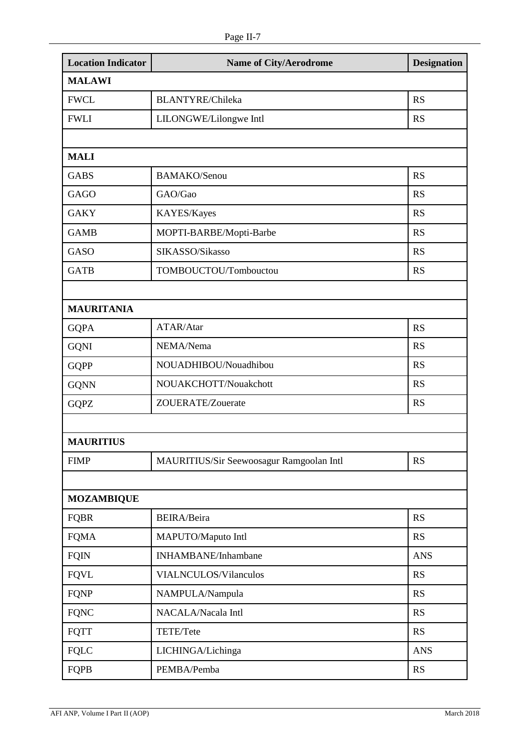| Location Indicator | Name of City/Aerodrome | Designation |
|---|---|---|
| **MALAWI** | | |
| FWCL | BLANTYRE/Chileka | RS |
| FWLI | LILONGWE/Lilongwe Intl | RS |
| | | |
| **MALI** | | |
| GABS | BAMAKO/Senou | RS |
| GAGO | GAO/Gao | RS |
| GAKY | KAYES/Kayes | RS |
| GAMB | MOPTI-BARBE/Mopti-Barbe | RS |
| GASO | SIKASSO/Sikasso | RS |
| GATB | TOMBOUCTOU/Tombouctou | RS |
| | | |
| **MAURITANIA** | | |
| GQPA | ATAR/Atar | RS |
| GQNI | NEMA/Nema | RS |
| GQPP | NOUADHIBOU/Nouadhibou | RS |
| GQNN | NOUAKCHOTT/Nouakchott | RS |
| GQPZ | ZOUERATE/Zouerate | RS |
| | | |
| **MAURITIUS** | | |
| FIMP | MAURITIUS/Sir Seewoosagur Ramgoolan Intl | RS |
| | | |
| **MOZAMBIQUE** | | |
| FQBR | BEIRA/Beira | RS |
| FQMA | MAPUTO/Maputo Intl | RS |
| FQIN | INHAMBANE/Inhambane | ANS |
| FQVL | VIALNCULOS/Vilanculos | RS |
| FQNP | NAMPULA/Nampula | RS |
| FQNC | NACALA/Nacala Intl | RS |
| FQTT | TETE/Tete | RS |
| FQLC | LICHINGA/Lichinga | ANS |
| FQPB | PEMBA/Pemba | RS |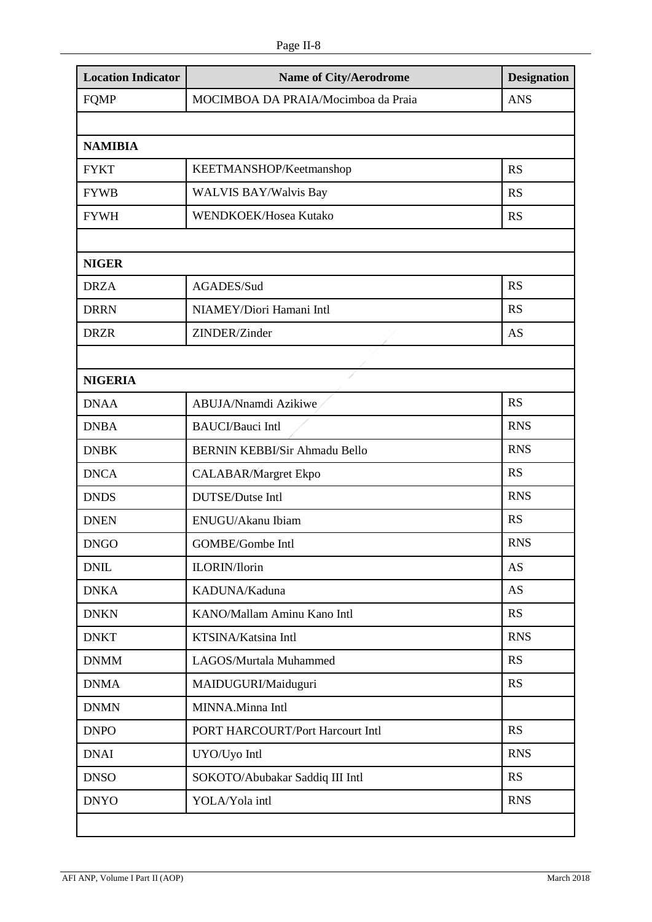| Location Indicator | Name of City/Aerodrome | Designation |
|---|---|---|
| FQMP | MOCIMBOA DA PRAIA/Mocimboa da Praia | ANS |
| | | |
| **NAMIBIA** | | |
| FYKT | KEETMANSHOP/Keetmanshop | RS |
| FYWB | WALVIS BAY/Walvis Bay | RS |
| FYWH | WENDKOEK/Hosea Kutako | RS |
| | | |
| **NIGER** | | |
| DRZA | AGADES/Sud | RS |
| DRRN | NIAMEY/Diori Hamani Intl | RS |
| DRZR | ZINDER/Zinder | AS |
| | | |
| **NIGERIA** | | |
| DNAA | ABUJA/Nnamdi Azikiwe | RS |
| DNBA | BAUCI/Bauci Intl | RNS |
| DNBK | BERNIN KEBBI/Sir Ahmadu Bello | RNS |
| DNCA | CALABAR/Margret Ekpo | RS |
| DNDS | DUTSE/Dutse Intl | RNS |
| DNEN | ENUGU/Akanu Ibiam | RS |
| DNGO | GOMBE/Gombe Intl | RNS |
| DNIL | ILORIN/Ilorin | AS |
| DNKA | KADUNA/Kaduna | AS |
| DNKN | KANO/Mallam Aminu Kano Intl | RS |
| DNKT | KTSINA/Katsina Intl | RNS |
| DNMM | LAGOS/Murtala Muhammed | RS |
| DNMA | MAIDUGURI/Maiduguri | RS |
| DNMN | MINNA.Minna Intl | |
| DNPO | PORT HARCOURT/Port Harcourt Intl | RS |
| DNAI | UYO/Uyo Intl | RNS |
| DNSO | SOKOTO/Abubakar Saddiq III Intl | RS |
| DNYO | YOLA/Yola intl | RNS |
| | | |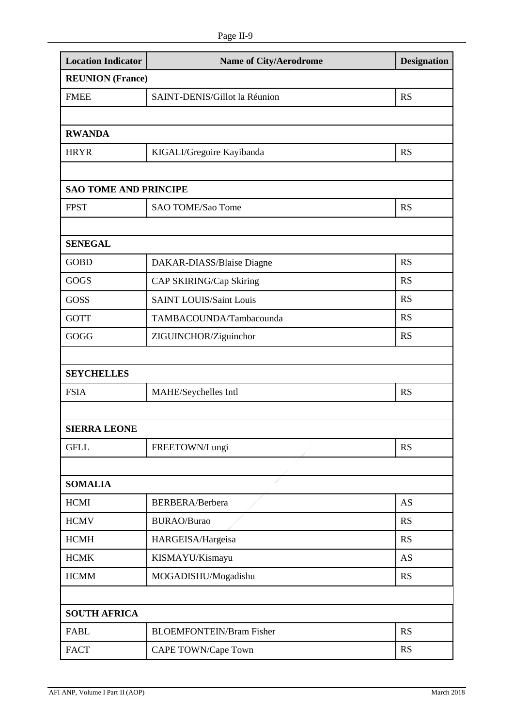| Location Indicator | Name of City/Aerodrome | Designation |
|---|---|---|
| **REUNION (France)** | | |
| FMEE | SAINT-DENIS/Gillot la Réunion | RS |
| | | |
| **RWANDA** | | |
| HRYR | KIGALI/Gregoire Kayibanda | RS |
| | | |
| **SAO TOME AND PRINCIPE** | | |
| FPST | SAO TOME/Sao Tome | RS |
| | | |
| **SENEGAL** | | |
| GOBD | DAKAR-DIASS/Blaise Diagne | RS |
| GOGS | CAP SKIRING/Cap Skiring | RS |
| GOSS | SAINT LOUIS/Saint Louis | RS |
| GOTT | TAMBACOUNDA/Tambacounda | RS |
| GOGG | ZIGUINCHOR/Ziguinchor | RS |
| | | |
| **SEYCHELLES** | | |
| FSIA | MAHE/Seychelles Intl | RS |
| | | |
| **SIERRA LEONE** | | |
| GFLL | FREETOWN/Lungi | RS |
| | | |
| **SOMALIA** | | |
| HCMI | BERBERA/Berbera | AS |
| HCMV | BURAO/Burao | RS |
| HCMH | HARGEISA/Hargeisa | RS |
| HCMK | KISMAYU/Kismayu | AS |
| HCMM | MOGADISHU/Mogadishu | RS |
| | | |
| **SOUTH AFRICA** | | |
| FABL | BLOEMFONTEIN/Bram Fisher | RS |
| FACT | CAPE TOWN/Cape Town | RS |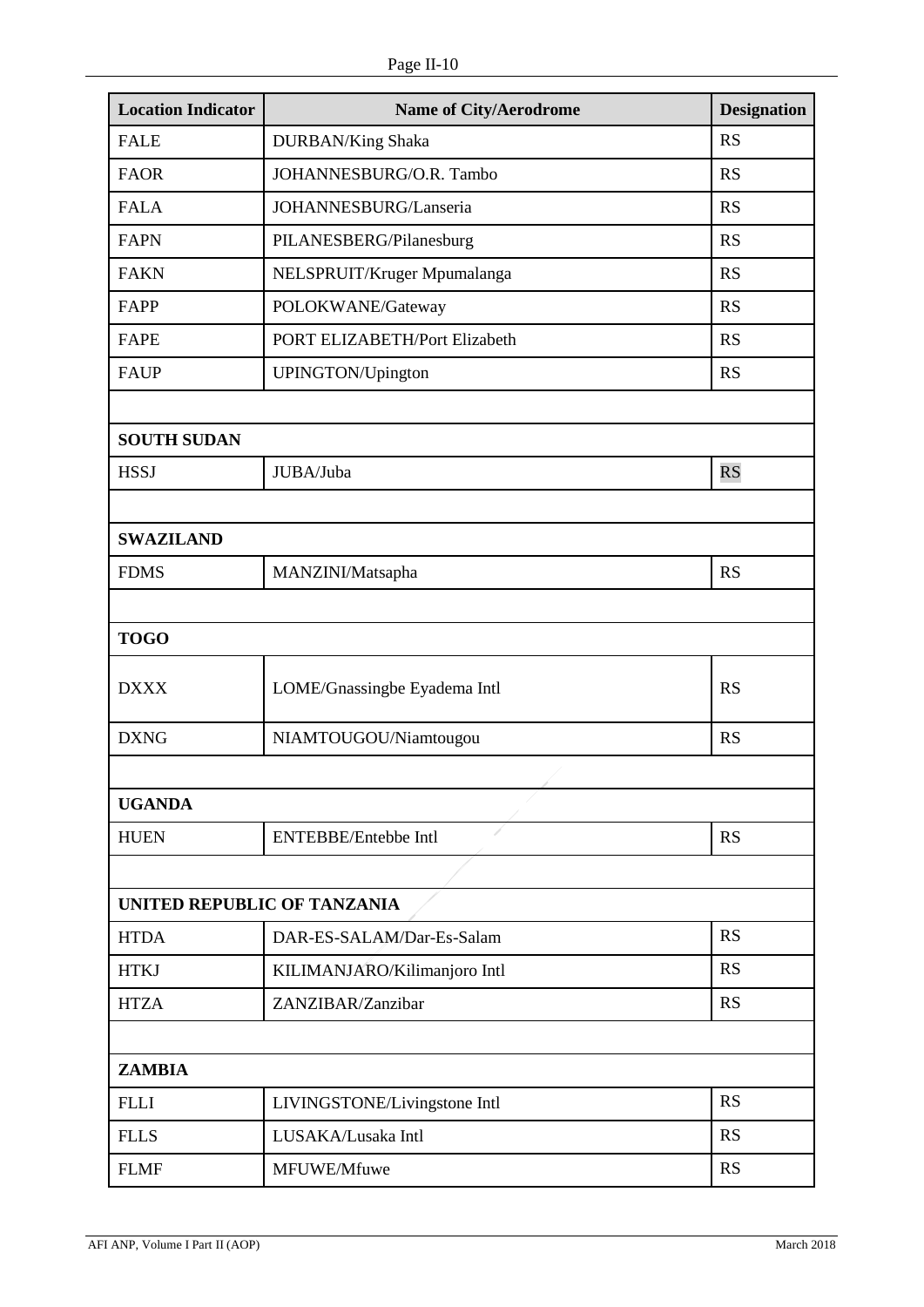| Location Indicator | Name of City/Aerodrome | Designation |
|---|---|---|
| FALE | DURBAN/King Shaka | RS |
| FAOR | JOHANNESBURG/O.R. Tambo | RS |
| FALA | JOHANNESBURG/Lanseria | RS |
| FAPN | PILANESBERG/Pilanesburg | RS |
| FAKN | NELSPRUIT/Kruger Mpumalanga | RS |
| FAPP | POLOKWANE/Gateway | RS |
| FAPE | PORT ELIZABETH/Port Elizabeth | RS |
| FAUP | UPINGTON/Upington | RS |
| | | |
| **SOUTH SUDAN** | | |
| HSSJ | JUBA/Juba | RS |
| | | |
| **SWAZILAND** | | |
| FDMS | MANZINI/Matsapha | RS |
| | | |
| **TOGO** | | |
| DXXX | LOME/Gnassingbe Eyadema Intl | RS |
| DXNG | NIAMTOUGOU/Niamtougou | RS |
| | | |
| **UGANDA** | | |
| HUEN | ENTEBBE/Entebbe Intl | RS |
| | | |
| **UNITED REPUBLIC OF TANZANIA** | | |
| HTDA | DAR-ES-SALAM/Dar-Es-Salam | RS |
| HTKJ | KILIMANJARO/Kilimanjoro Intl | RS |
| HTZA | ZANZIBAR/Zanzibar | RS |
| | | |
| **ZAMBIA** | | |
| FLLI | LIVINGSTONE/Livingstone Intl | RS |
| FLLS | LUSAKA/Lusaka Intl | RS |
| FLMF | MFUWE/Mfuwe | RS |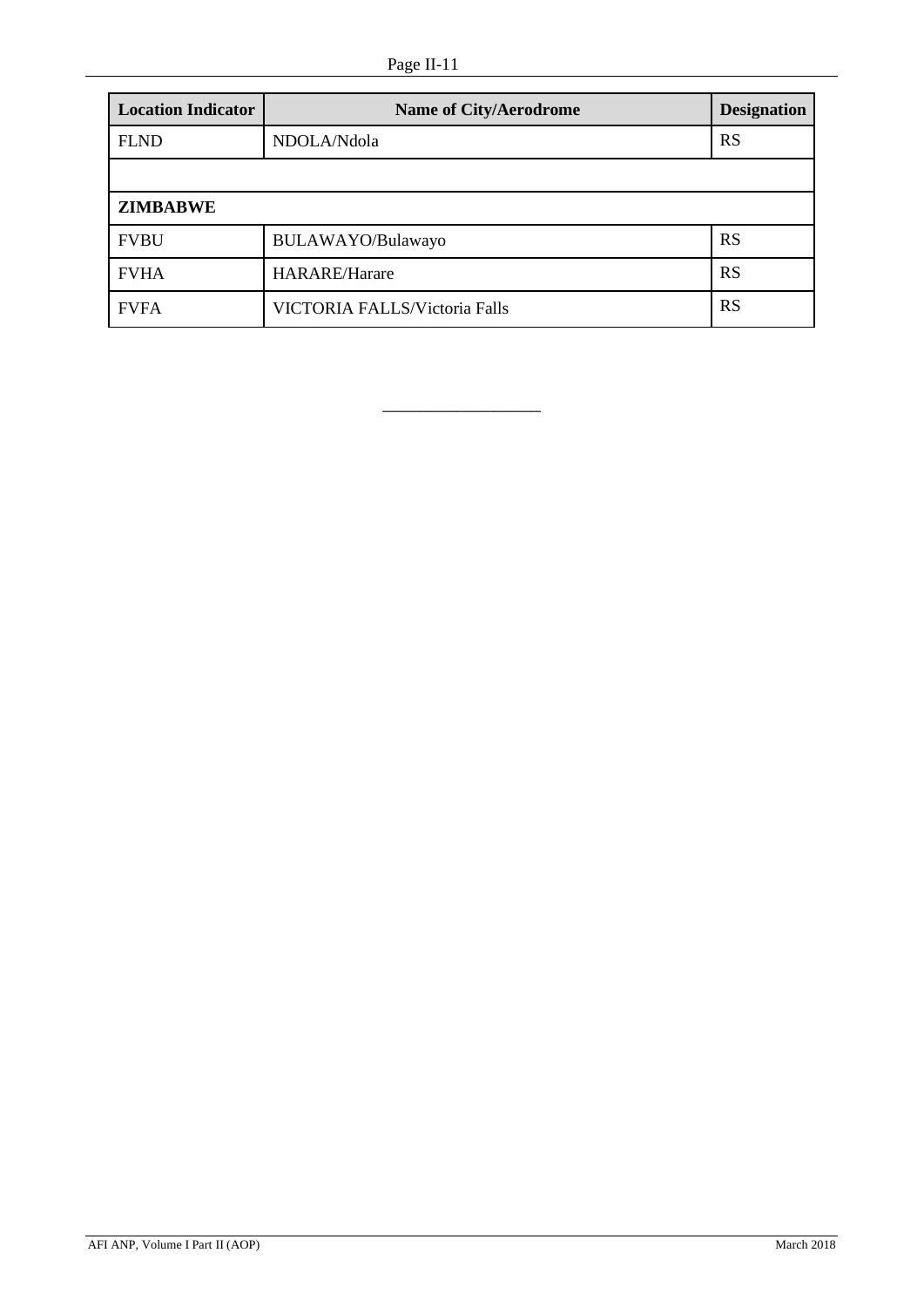| Location Indicator | Name of City/Aerodrome | Designation |
|---|---|---|
| FLND | NDOLA/Ndola | RS |
| | | |
| **ZIMBABWE** | | |
| FVBU | BULAWAYO/Bulawayo | RS |
| FVHA | HARARE/Harare | RS |
| FVFA | VICTORIA FALLS/Victoria Falls | RS |

_______________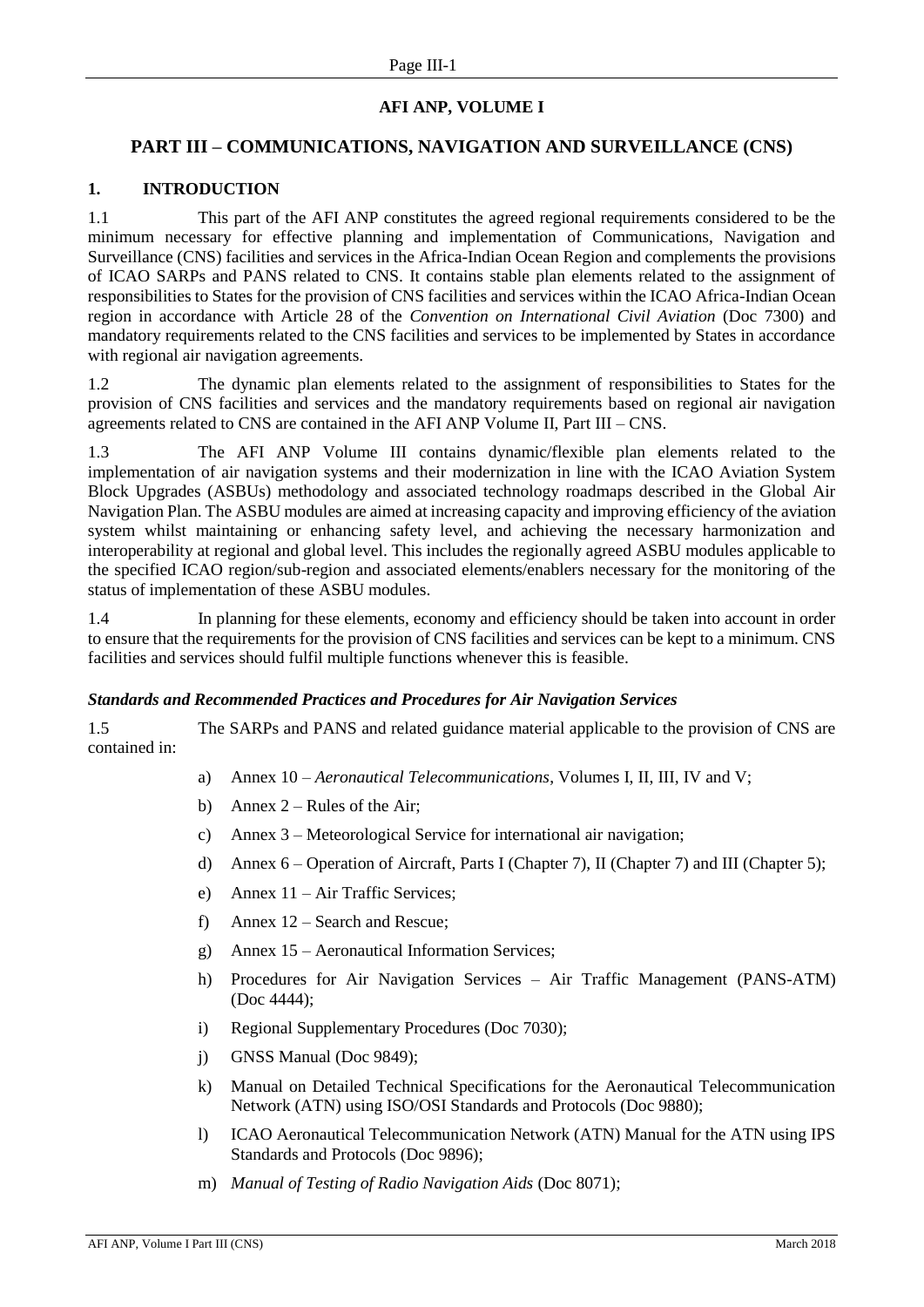# AFI ANP, VOLUME I

## PART III – COMMUNICATIONS, NAVIGATION AND SURVEILLANCE (CNS)

### 1. INTRODUCTION

1.1 This part of the AFI ANP constitutes the agreed regional requirements considered to be the minimum necessary for effective planning and implementation of Communications, Navigation and Surveillance (CNS) facilities and services in the Africa-Indian Ocean Region and complements the provisions of ICAO SARPs and PANS related to CNS. It contains stable plan elements related to the assignment of responsibilities to States for the provision of CNS facilities and services within the ICAO Africa-Indian Ocean region in accordance with Article 28 of the *Convention on International Civil Aviation* (Doc 7300) and mandatory requirements related to the CNS facilities and services to be implemented by States in accordance with regional air navigation agreements.

1.2 The dynamic plan elements related to the assignment of responsibilities to States for the provision of CNS facilities and services and the mandatory requirements based on regional air navigation agreements related to CNS are contained in the AFI ANP Volume II, Part III – CNS.

1.3 The AFI ANP Volume III contains dynamic/flexible plan elements related to the implementation of air navigation systems and their modernization in line with the ICAO Aviation System Block Upgrades (ASBUs) methodology and associated technology roadmaps described in the Global Air Navigation Plan. The ASBU modules are aimed at increasing capacity and improving efficiency of the aviation system whilst maintaining or enhancing safety level, and achieving the necessary harmonization and interoperability at regional and global level. This includes the regionally agreed ASBU modules applicable to the specified ICAO region/sub-region and associated elements/enablers necessary for the monitoring of the status of implementation of these ASBU modules.

1.4 In planning for these elements, economy and efficiency should be taken into account in order to ensure that the requirements for the provision of CNS facilities and services can be kept to a minimum. CNS facilities and services should fulfil multiple functions whenever this is feasible.

***Standards and Recommended Practices and Procedures for Air Navigation Services***

1.5 The SARPs and PANS and related guidance material applicable to the provision of CNS are contained in:

a) Annex 10 – *Aeronautical Telecommunications*, Volumes I, II, III, IV and V;

b) Annex 2 – Rules of the Air;

c) Annex 3 – Meteorological Service for international air navigation;

d) Annex 6 – Operation of Aircraft, Parts I (Chapter 7), II (Chapter 7) and III (Chapter 5);

e) Annex 11 – Air Traffic Services;

f) Annex 12 – Search and Rescue;

g) Annex 15 – Aeronautical Information Services;

h) Procedures for Air Navigation Services – Air Traffic Management (PANS-ATM) (Doc 4444);

i) Regional Supplementary Procedures (Doc 7030);

j) GNSS Manual (Doc 9849);

k) Manual on Detailed Technical Specifications for the Aeronautical Telecommunication Network (ATN) using ISO/OSI Standards and Protocols (Doc 9880);

l) ICAO Aeronautical Telecommunication Network (ATN) Manual for the ATN using IPS Standards and Protocols (Doc 9896);

m) *Manual of Testing of Radio Navigation Aids* (Doc 8071);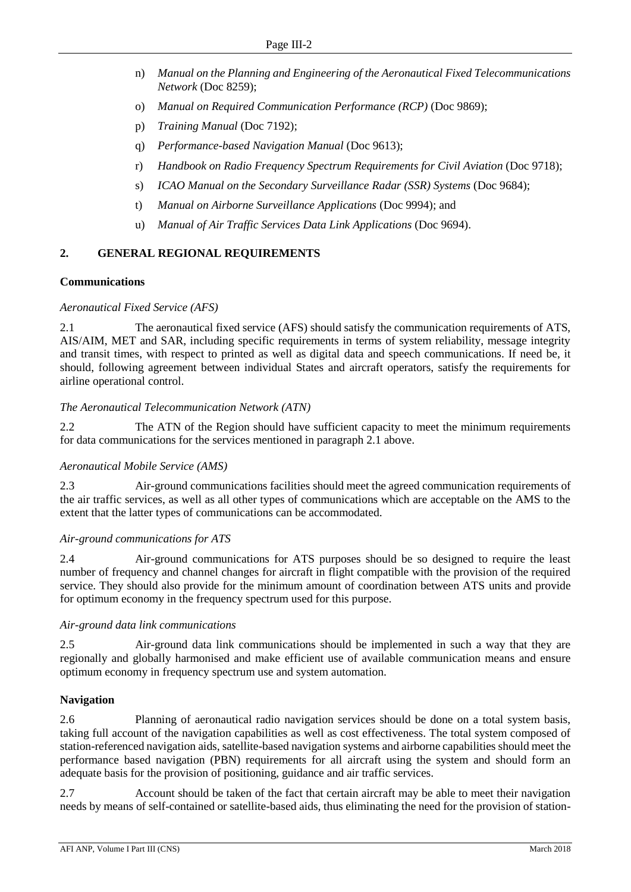n) *Manual on the Planning and Engineering of the Aeronautical Fixed Telecommunications Network* (Doc 8259);

o) *Manual on Required Communication Performance (RCP)* (Doc 9869);

p) *Training Manual* (Doc 7192);

q) *Performance-based Navigation Manual* (Doc 9613);

r) *Handbook on Radio Frequency Spectrum Requirements for Civil Aviation* (Doc 9718);

s) *ICAO Manual on the Secondary Surveillance Radar (SSR) Systems* (Doc 9684);

t) *Manual on Airborne Surveillance Applications* (Doc 9994); and

u) *Manual of Air Traffic Services Data Link Applications* (Doc 9694).

## 2. GENERAL REGIONAL REQUIREMENTS

### Communications

*Aeronautical Fixed Service (AFS)*

2.1 The aeronautical fixed service (AFS) should satisfy the communication requirements of ATS, AIS/AIM, MET and SAR, including specific requirements in terms of system reliability, message integrity and transit times, with respect to printed as well as digital data and speech communications. If need be, it should, following agreement between individual States and aircraft operators, satisfy the requirements for airline operational control.

*The Aeronautical Telecommunication Network (ATN)*

2.2 The ATN of the Region should have sufficient capacity to meet the minimum requirements for data communications for the services mentioned in paragraph 2.1 above.

*Aeronautical Mobile Service (AMS)*

2.3 Air-ground communications facilities should meet the agreed communication requirements of the air traffic services, as well as all other types of communications which are acceptable on the AMS to the extent that the latter types of communications can be accommodated.

*Air-ground communications for ATS*

2.4 Air-ground communications for ATS purposes should be so designed to require the least number of frequency and channel changes for aircraft in flight compatible with the provision of the required service. They should also provide for the minimum amount of coordination between ATS units and provide for optimum economy in the frequency spectrum used for this purpose.

*Air-ground data link communications*

2.5 Air-ground data link communications should be implemented in such a way that they are regionally and globally harmonised and make efficient use of available communication means and ensure optimum economy in frequency spectrum use and system automation.

### Navigation

2.6 Planning of aeronautical radio navigation services should be done on a total system basis, taking full account of the navigation capabilities as well as cost effectiveness. The total system composed of station-referenced navigation aids, satellite-based navigation systems and airborne capabilities should meet the performance based navigation (PBN) requirements for all aircraft using the system and should form an adequate basis for the provision of positioning, guidance and air traffic services.

2.7 Account should be taken of the fact that certain aircraft may be able to meet their navigation needs by means of self-contained or satellite-based aids, thus eliminating the need for the provision of station-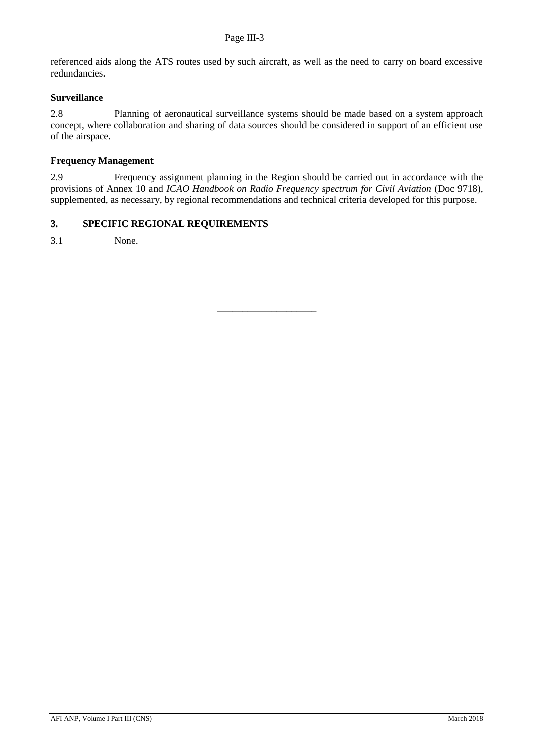referenced aids along the ATS routes used by such aircraft, as well as the need to carry on board excessive redundancies.

**Surveillance**

2.8 Planning of aeronautical surveillance systems should be made based on a system approach concept, where collaboration and sharing of data sources should be considered in support of an efficient use of the airspace.

**Frequency Management**

2.9 Frequency assignment planning in the Region should be carried out in accordance with the provisions of Annex 10 and *ICAO Handbook on Radio Frequency spectrum for Civil Aviation* (Doc 9718), supplemented, as necessary, by regional recommendations and technical criteria developed for this purpose.

## 3. SPECIFIC REGIONAL REQUIREMENTS

3.1 None.

---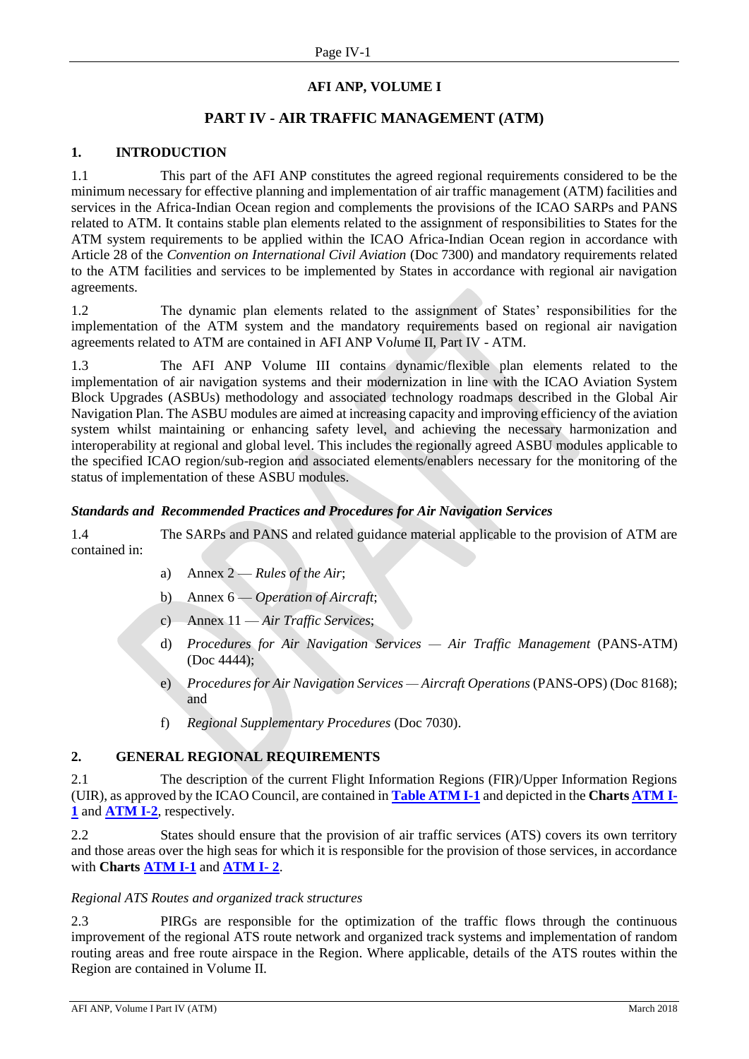## AFI ANP, VOLUME I

## PART IV - AIR TRAFFIC MANAGEMENT (ATM)

### 1. INTRODUCTION

1.1 This part of the AFI ANP constitutes the agreed regional requirements considered to be the minimum necessary for effective planning and implementation of air traffic management (ATM) facilities and services in the Africa-Indian Ocean region and complements the provisions of the ICAO SARPs and PANS related to ATM. It contains stable plan elements related to the assignment of responsibilities to States for the ATM system requirements to be applied within the ICAO Africa-Indian Ocean region in accordance with Article 28 of the *Convention on International Civil Aviation* (Doc 7300) and mandatory requirements related to the ATM facilities and services to be implemented by States in accordance with regional air navigation agreements.

1.2 The dynamic plan elements related to the assignment of States' responsibilities for the implementation of the ATM system and the mandatory requirements based on regional air navigation agreements related to ATM are contained in AFI ANP Volume II, Part IV - ATM.

1.3 The AFI ANP Volume III contains dynamic/flexible plan elements related to the implementation of air navigation systems and their modernization in line with the ICAO Aviation System Block Upgrades (ASBUs) methodology and associated technology roadmaps described in the Global Air Navigation Plan. The ASBU modules are aimed at increasing capacity and improving efficiency of the aviation system whilst maintaining or enhancing safety level, and achieving the necessary harmonization and interoperability at regional and global level. This includes the regionally agreed ASBU modules applicable to the specified ICAO region/sub-region and associated elements/enablers necessary for the monitoring of the status of implementation of these ASBU modules.

***Standards and Recommended Practices and Procedures for Air Navigation Services***

1.4 The SARPs and PANS and related guidance material applicable to the provision of ATM are contained in:

a) Annex 2 — *Rules of the Air*;

b) Annex 6 — *Operation of Aircraft*;

c) Annex 11 — *Air Traffic Services*;

d) *Procedures for Air Navigation Services — Air Traffic Management* (PANS-ATM) (Doc 4444);

e) *Procedures for Air Navigation Services — Aircraft Operations* (PANS-OPS) (Doc 8168); and

f) *Regional Supplementary Procedures* (Doc 7030).

### 2. GENERAL REGIONAL REQUIREMENTS

2.1 The description of the current Flight Information Regions (FIR)/Upper Information Regions (UIR), as approved by the ICAO Council, are contained in **Table ATM I-1** and depicted in the **Charts ATM I-1** and **ATM I-2**, respectively.

2.2 States should ensure that the provision of air traffic services (ATS) covers its own territory and those areas over the high seas for which it is responsible for the provision of those services, in accordance with **Charts ATM I-1** and **ATM I- 2**.

*Regional ATS Routes and organized track structures*

2.3 PIRGs are responsible for the optimization of the traffic flows through the continuous improvement of the regional ATS route network and organized track systems and implementation of random routing areas and free route airspace in the Region. Where applicable, details of the ATS routes within the Region are contained in Volume II.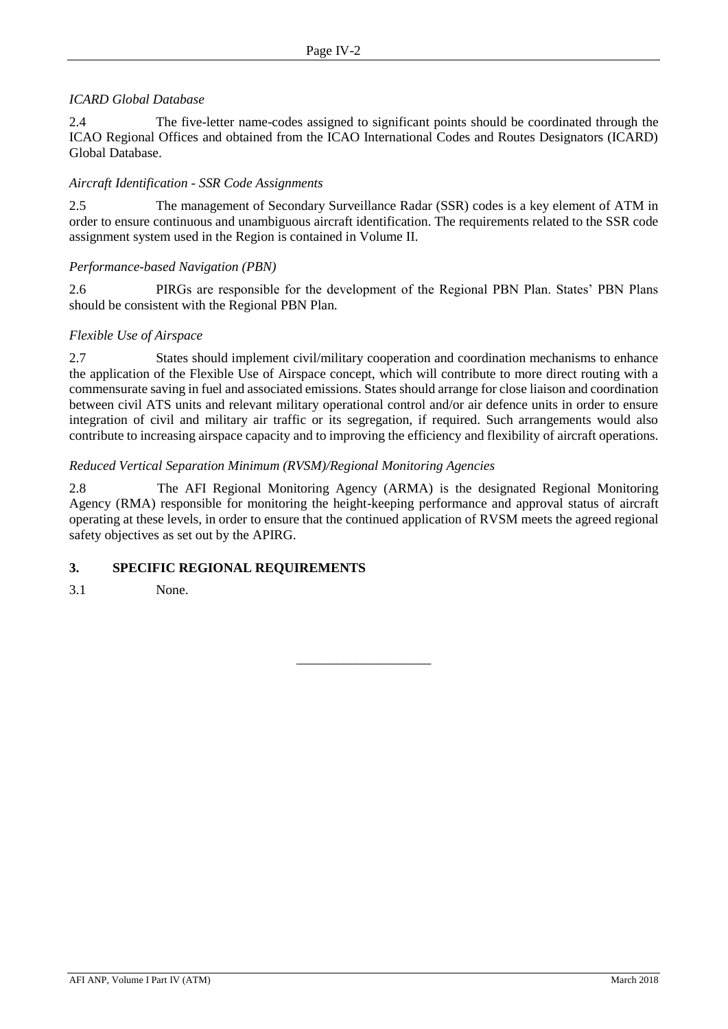*ICARD Global Database*

2.4 The five-letter name-codes assigned to significant points should be coordinated through the ICAO Regional Offices and obtained from the ICAO International Codes and Routes Designators (ICARD) Global Database.

*Aircraft Identification - SSR Code Assignments*

2.5 The management of Secondary Surveillance Radar (SSR) codes is a key element of ATM in order to ensure continuous and unambiguous aircraft identification. The requirements related to the SSR code assignment system used in the Region is contained in Volume II.

*Performance-based Navigation (PBN)*

2.6 PIRGs are responsible for the development of the Regional PBN Plan. States' PBN Plans should be consistent with the Regional PBN Plan.

*Flexible Use of Airspace*

2.7 States should implement civil/military cooperation and coordination mechanisms to enhance the application of the Flexible Use of Airspace concept, which will contribute to more direct routing with a commensurate saving in fuel and associated emissions. States should arrange for close liaison and coordination between civil ATS units and relevant military operational control and/or air defence units in order to ensure integration of civil and military air traffic or its segregation, if required. Such arrangements would also contribute to increasing airspace capacity and to improving the efficiency and flexibility of aircraft operations.

*Reduced Vertical Separation Minimum (RVSM)/Regional Monitoring Agencies*

2.8 The AFI Regional Monitoring Agency (ARMA) is the designated Regional Monitoring Agency (RMA) responsible for monitoring the height-keeping performance and approval status of aircraft operating at these levels, in order to ensure that the continued application of RVSM meets the agreed regional safety objectives as set out by the APIRG.

## 3. SPECIFIC REGIONAL REQUIREMENTS

3.1 None.

---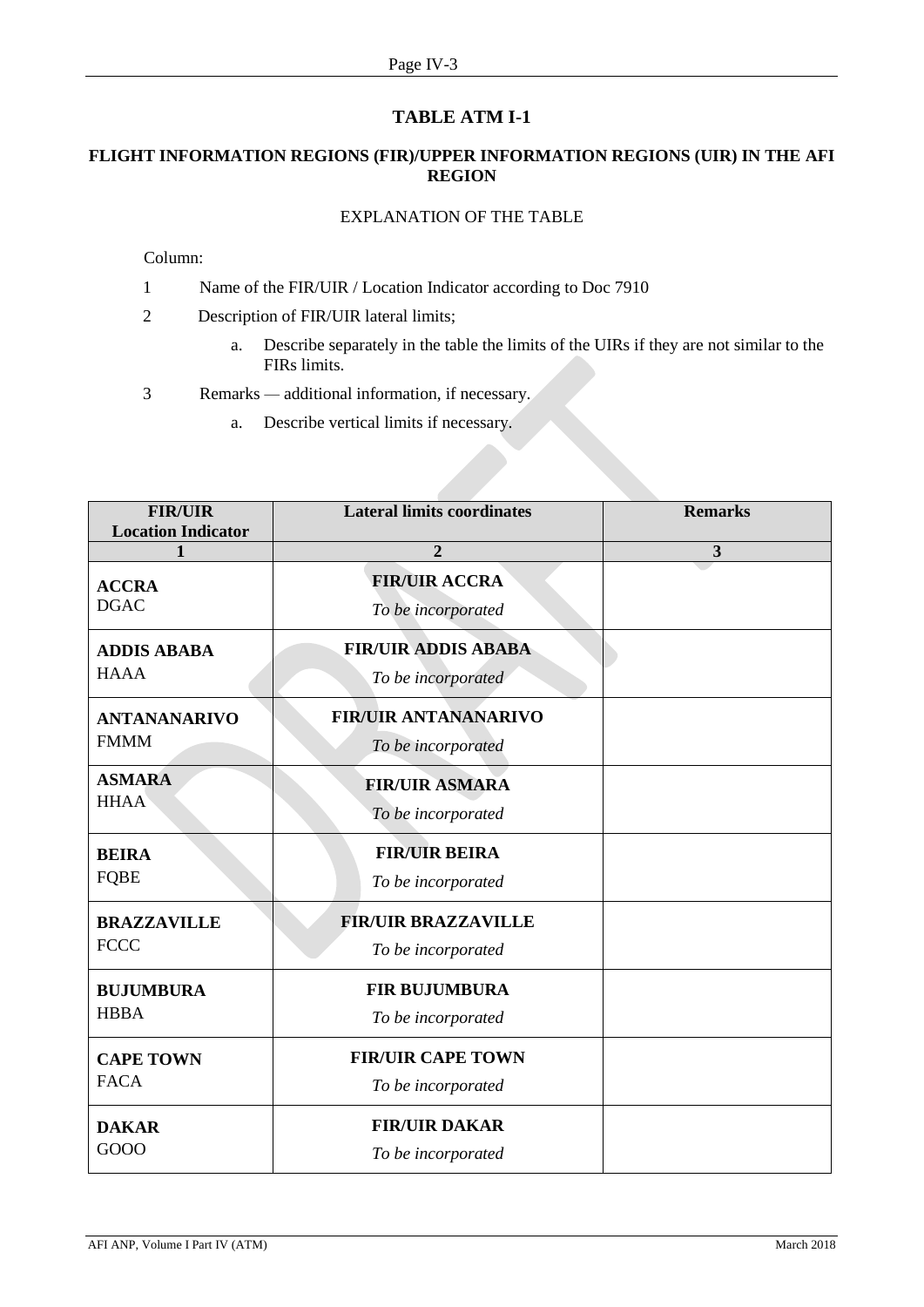## TABLE ATM I-1

### FLIGHT INFORMATION REGIONS (FIR)/UPPER INFORMATION REGIONS (UIR) IN THE AFI REGION

EXPLANATION OF THE TABLE

Column:

1. Name of the FIR/UIR / Location Indicator according to Doc 7910
2. Description of FIR/UIR lateral limits;
   a. Describe separately in the table the limits of the UIRs if they are not similar to the FIRs limits.
3. Remarks — additional information, if necessary.
   a. Describe vertical limits if necessary.

| FIR/UIR Location Indicator | Lateral limits coordinates | Remarks |
|---|---|---|
| 1 | 2 | 3 |
| **ACCRA** DGAC | **FIR/UIR ACCRA** *To be incorporated* | |
| **ADDIS ABABA** HAAA | **FIR/UIR ADDIS ABABA** *To be incorporated* | |
| **ANTANANARIVO** FMMM | **FIR/UIR ANTANANARIVO** *To be incorporated* | |
| **ASMARA** HHAA | **FIR/UIR ASMARA** *To be incorporated* | |
| **BEIRA** FQBE | **FIR/UIR BEIRA** *To be incorporated* | |
| **BRAZZAVILLE** FCCC | **FIR/UIR BRAZZAVILLE** *To be incorporated* | |
| **BUJUMBURA** HBBA | **FIR BUJUMBURA** *To be incorporated* | |
| **CAPE TOWN** FACA | **FIR/UIR CAPE TOWN** *To be incorporated* | |
| **DAKAR** GOOO | **FIR/UIR DAKAR** *To be incorporated* | |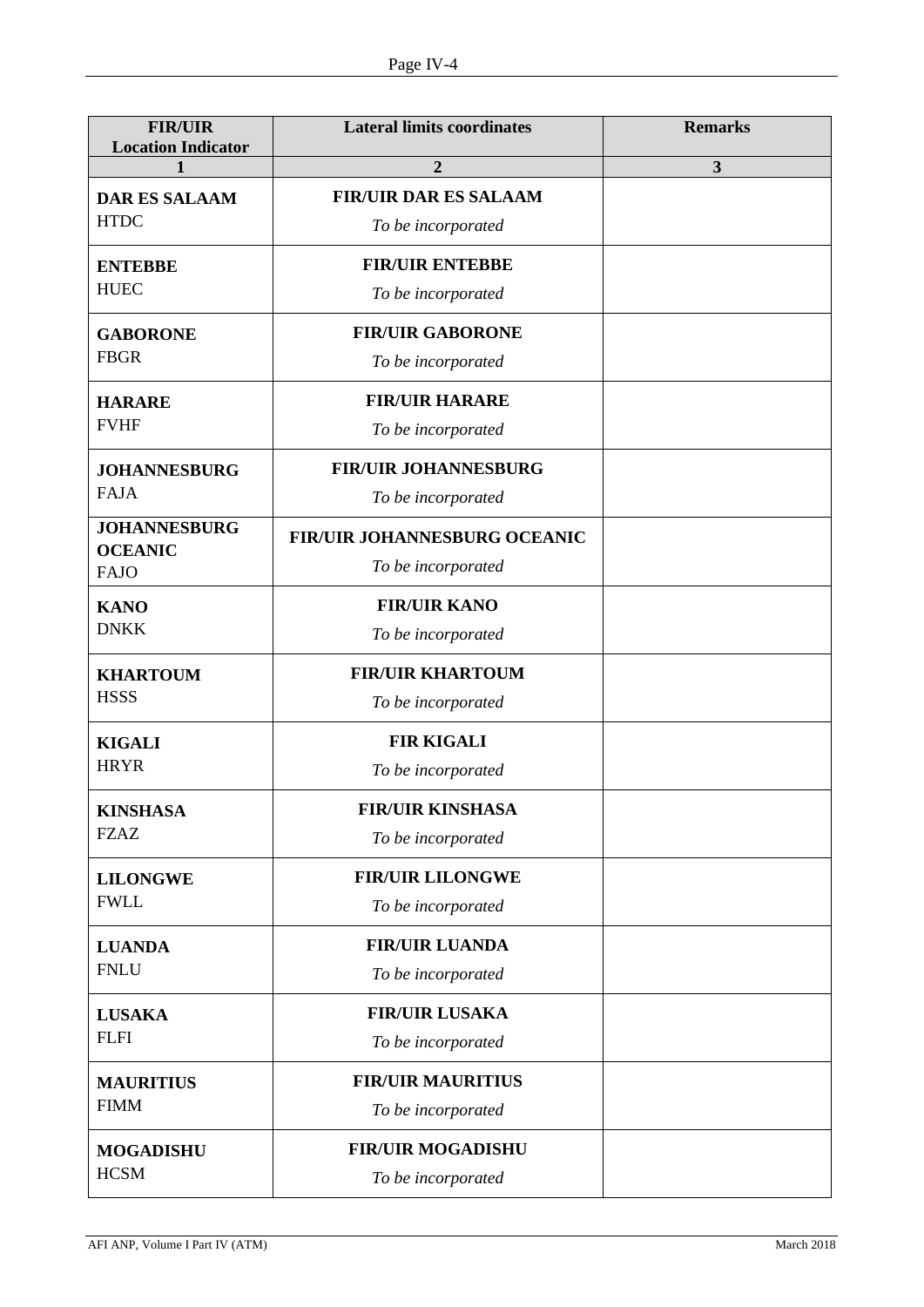| FIR/UIR Location Indicator | Lateral limits coordinates | Remarks |
|---|---|---|
| 1 | 2 | 3 |
| **DAR ES SALAAM** HTDC | **FIR/UIR DAR ES SALAAM** *To be incorporated* | |
| **ENTEBBE** HUEC | **FIR/UIR ENTEBBE** *To be incorporated* | |
| **GABORONE** FBGR | **FIR/UIR GABORONE** *To be incorporated* | |
| **HARARE** FVHF | **FIR/UIR HARARE** *To be incorporated* | |
| **JOHANNESBURG** FAJA | **FIR/UIR JOHANNESBURG** *To be incorporated* | |
| **JOHANNESBURG OCEANIC** FAJO | **FIR/UIR JOHANNESBURG OCEANIC** *To be incorporated* | |
| **KANO** DNKK | **FIR/UIR KANO** *To be incorporated* | |
| **KHARTOUM** HSSS | **FIR/UIR KHARTOUM** *To be incorporated* | |
| **KIGALI** HRYR | **FIR KIGALI** *To be incorporated* | |
| **KINSHASA** FZAZ | **FIR/UIR KINSHASA** *To be incorporated* | |
| **LILONGWE** FWLL | **FIR/UIR LILONGWE** *To be incorporated* | |
| **LUANDA** FNLU | **FIR/UIR LUANDA** *To be incorporated* | |
| **LUSAKA** FLFI | **FIR/UIR LUSAKA** *To be incorporated* | |
| **MAURITIUS** FIMM | **FIR/UIR MAURITIUS** *To be incorporated* | |
| **MOGADISHU** HCSM | **FIR/UIR MOGADISHU** *To be incorporated* | |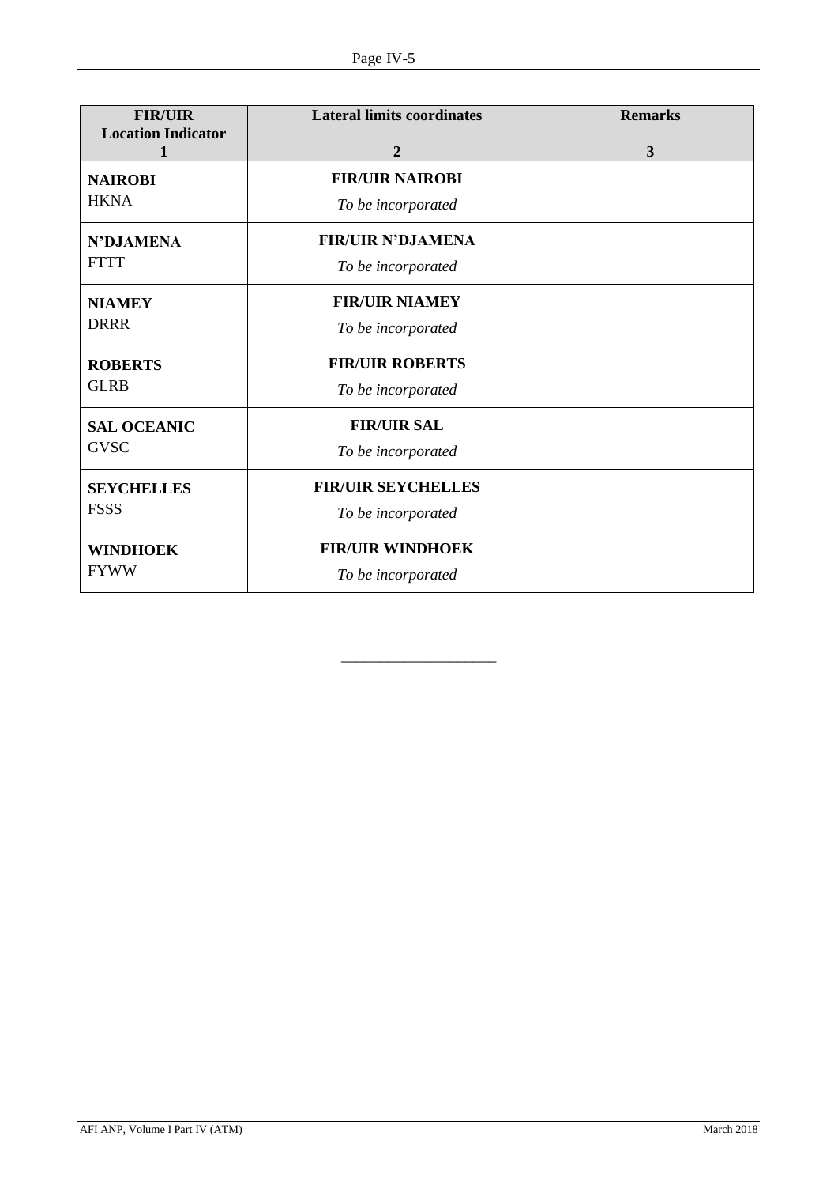| FIR/UIR Location Indicator | Lateral limits coordinates | Remarks |
|---|---|---|
| 1 | 2 | 3 |
| **NAIROBI** HKNA | **FIR/UIR NAIROBI** *To be incorporated* | |
| **N'DJAMENA** FTTT | **FIR/UIR N'DJAMENA** *To be incorporated* | |
| **NIAMEY** DRRR | **FIR/UIR NIAMEY** *To be incorporated* | |
| **ROBERTS** GLRB | **FIR/UIR ROBERTS** *To be incorporated* | |
| **SAL OCEANIC** GVSC | **FIR/UIR SAL** *To be incorporated* | |
| **SEYCHELLES** FSSS | **FIR/UIR SEYCHELLES** *To be incorporated* | |
| **WINDHOEK** FYWW | **FIR/UIR WINDHOEK** *To be incorporated* | |

———————————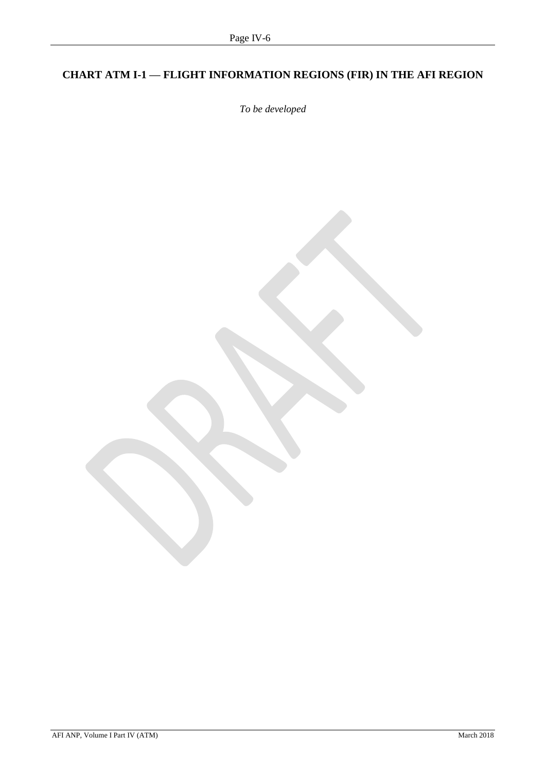## CHART ATM I-1 — FLIGHT INFORMATION REGIONS (FIR) IN THE AFI REGION

*To be developed*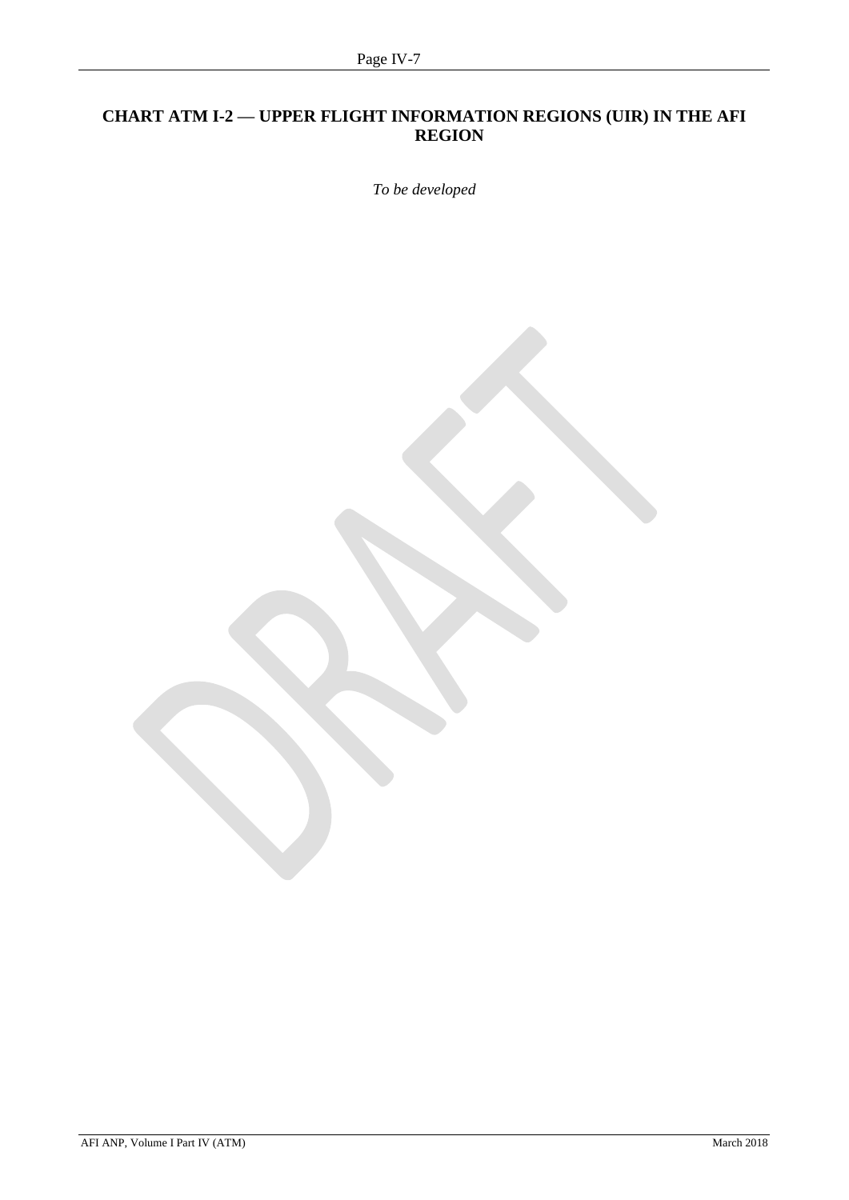## CHART ATM I-2 — UPPER FLIGHT INFORMATION REGIONS (UIR) IN THE AFI REGION

*To be developed*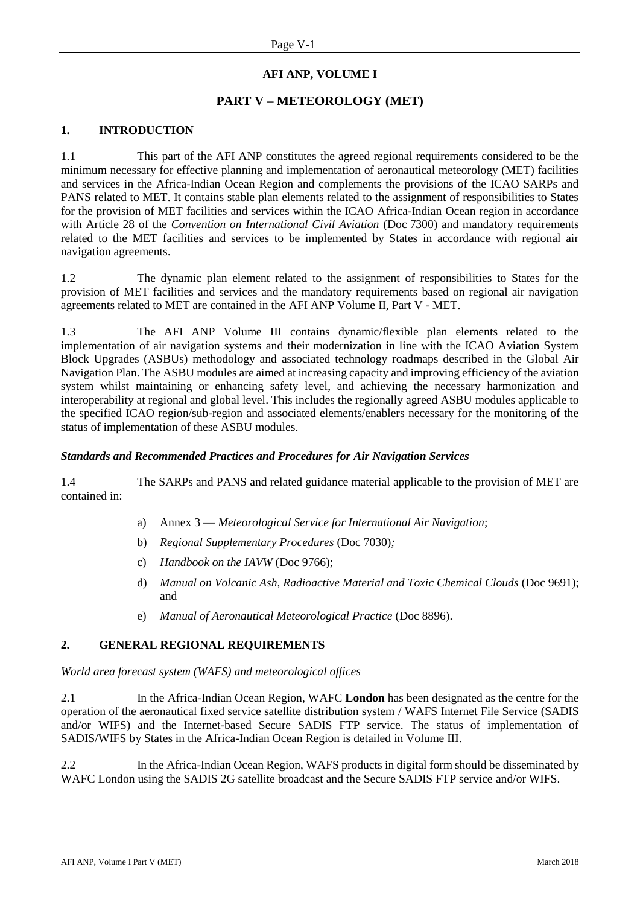# AFI ANP, VOLUME I

## PART V – METEOROLOGY (MET)

### 1. INTRODUCTION

1.1 This part of the AFI ANP constitutes the agreed regional requirements considered to be the minimum necessary for effective planning and implementation of aeronautical meteorology (MET) facilities and services in the Africa-Indian Ocean Region and complements the provisions of the ICAO SARPs and PANS related to MET. It contains stable plan elements related to the assignment of responsibilities to States for the provision of MET facilities and services within the ICAO Africa-Indian Ocean region in accordance with Article 28 of the *Convention on International Civil Aviation* (Doc 7300) and mandatory requirements related to the MET facilities and services to be implemented by States in accordance with regional air navigation agreements.

1.2 The dynamic plan element related to the assignment of responsibilities to States for the provision of MET facilities and services and the mandatory requirements based on regional air navigation agreements related to MET are contained in the AFI ANP Volume II, Part V - MET.

1.3 The AFI ANP Volume III contains dynamic/flexible plan elements related to the implementation of air navigation systems and their modernization in line with the ICAO Aviation System Block Upgrades (ASBUs) methodology and associated technology roadmaps described in the Global Air Navigation Plan. The ASBU modules are aimed at increasing capacity and improving efficiency of the aviation system whilst maintaining or enhancing safety level, and achieving the necessary harmonization and interoperability at regional and global level. This includes the regionally agreed ASBU modules applicable to the specified ICAO region/sub-region and associated elements/enablers necessary for the monitoring of the status of implementation of these ASBU modules.

***Standards and Recommended Practices and Procedures for Air Navigation Services***

1.4 The SARPs and PANS and related guidance material applicable to the provision of MET are contained in:

a) Annex 3 — *Meteorological Service for International Air Navigation*;

b) *Regional Supplementary Procedures* (Doc 7030)*;*

c) *Handbook on the IAVW* (Doc 9766);

d) *Manual on Volcanic Ash, Radioactive Material and Toxic Chemical Clouds* (Doc 9691); and

e) *Manual of Aeronautical Meteorological Practice* (Doc 8896).

### 2. GENERAL REGIONAL REQUIREMENTS

*World area forecast system (WAFS) and meteorological offices*

2.1 In the Africa-Indian Ocean Region, WAFC **London** has been designated as the centre for the operation of the aeronautical fixed service satellite distribution system / WAFS Internet File Service (SADIS and/or WIFS) and the Internet-based Secure SADIS FTP service. The status of implementation of SADIS/WIFS by States in the Africa-Indian Ocean Region is detailed in Volume III.

2.2 In the Africa-Indian Ocean Region, WAFS products in digital form should be disseminated by WAFC London using the SADIS 2G satellite broadcast and the Secure SADIS FTP service and/or WIFS.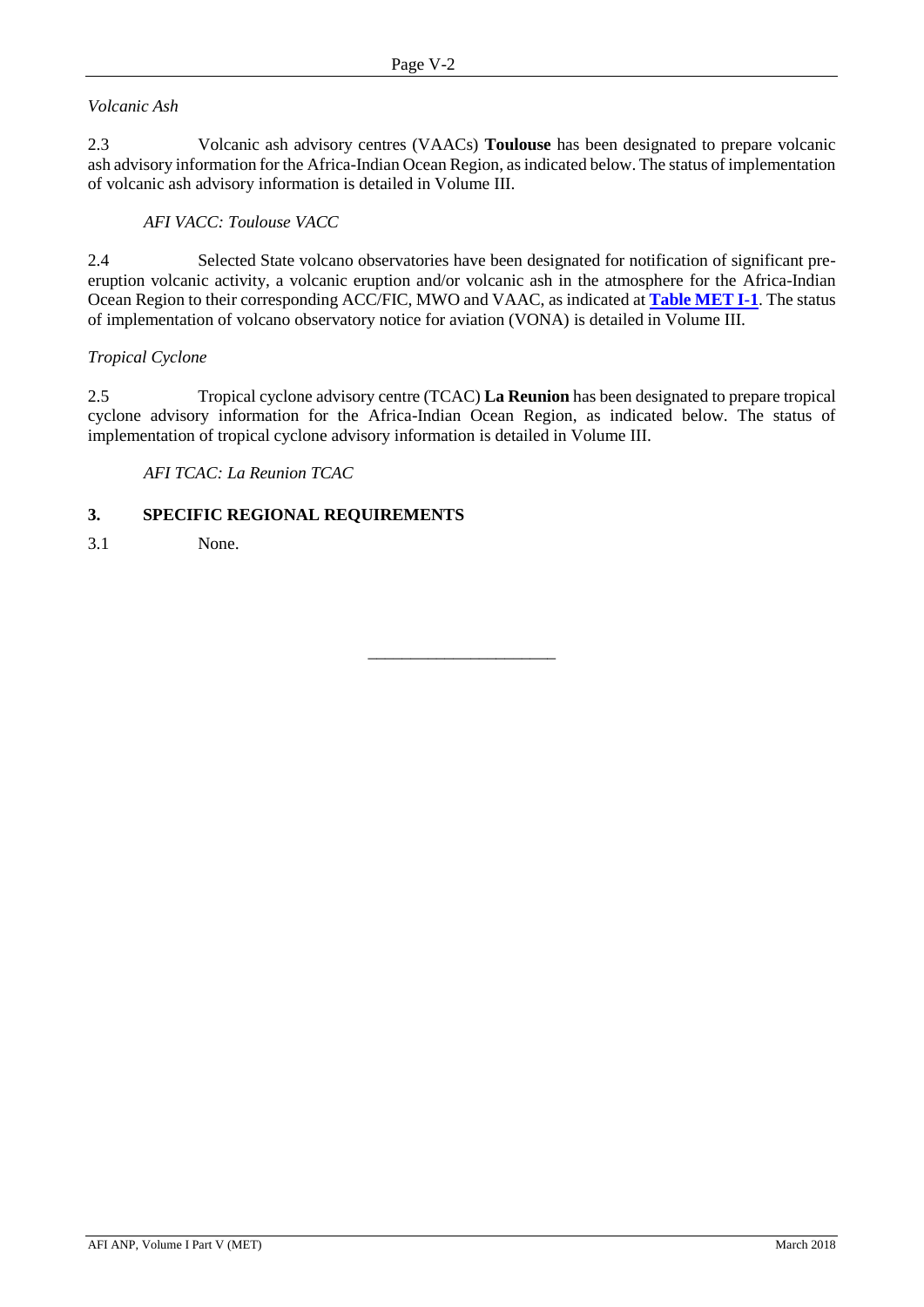*Volcanic Ash*

2.3 Volcanic ash advisory centres (VAACs) **Toulouse** has been designated to prepare volcanic ash advisory information for the Africa-Indian Ocean Region, as indicated below. The status of implementation of volcanic ash advisory information is detailed in Volume III.

*AFI VACC: Toulouse VACC*

2.4 Selected State volcano observatories have been designated for notification of significant pre-eruption volcanic activity, a volcanic eruption and/or volcanic ash in the atmosphere for the Africa-Indian Ocean Region to their corresponding ACC/FIC, MWO and VAAC, as indicated at **Table MET I-1**. The status of implementation of volcano observatory notice for aviation (VONA) is detailed in Volume III.

*Tropical Cyclone*

2.5 Tropical cyclone advisory centre (TCAC) **La Reunion** has been designated to prepare tropical cyclone advisory information for the Africa-Indian Ocean Region, as indicated below. The status of implementation of tropical cyclone advisory information is detailed in Volume III.

*AFI TCAC: La Reunion TCAC*

## 3. SPECIFIC REGIONAL REQUIREMENTS

3.1 None.

---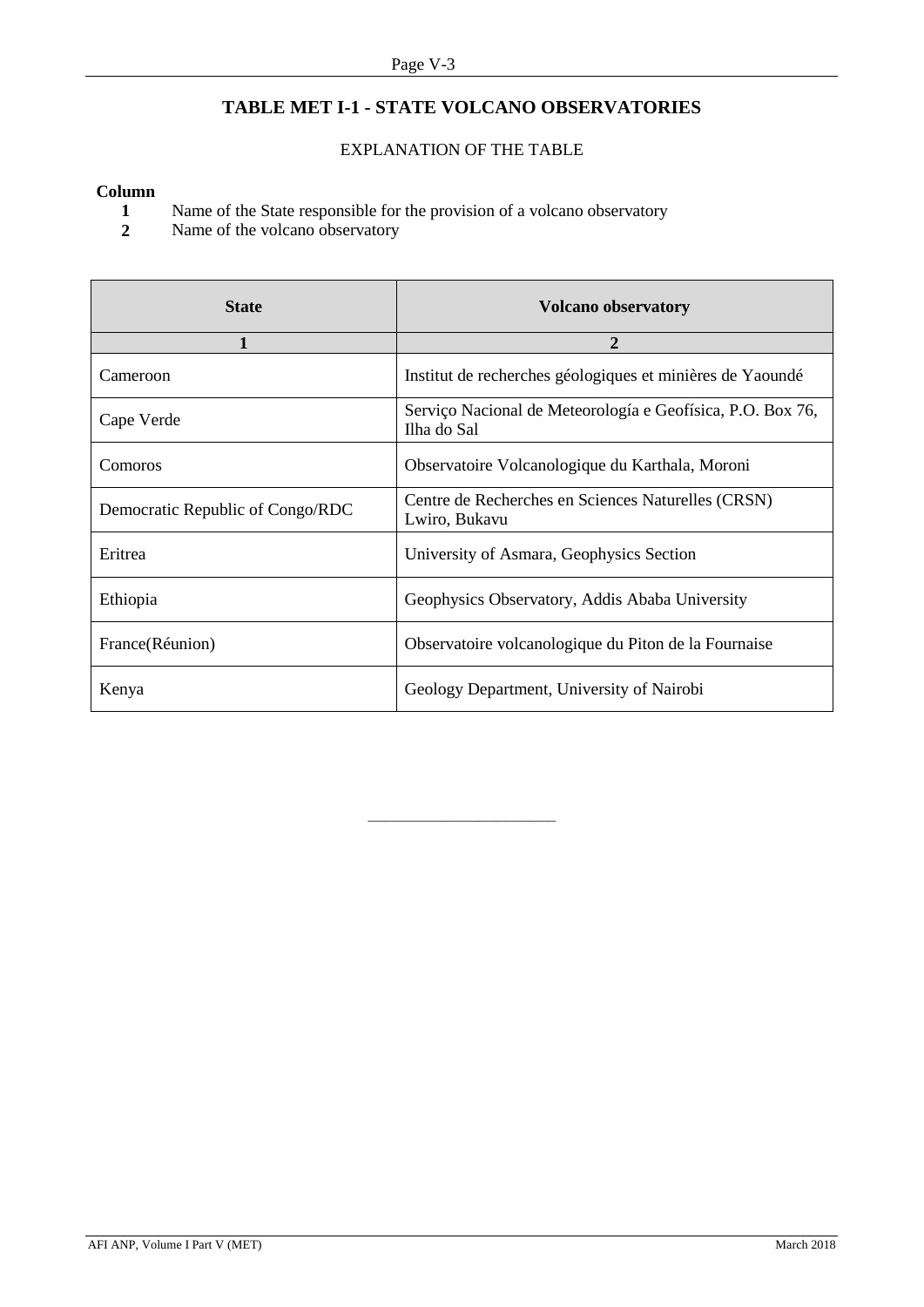## TABLE MET I-1 - STATE VOLCANO OBSERVATORIES

EXPLANATION OF THE TABLE

**Column**

**1** Name of the State responsible for the provision of a volcano observatory

**2** Name of the volcano observatory

| State | Volcano observatory |
|---|---|
| **1** | **2** |
| Cameroon | Institut de recherches géologiques et minières de Yaoundé |
| Cape Verde | Serviço Nacional de Meteorología e Geofísica, P.O. Box 76, Ilha do Sal |
| Comoros | Observatoire Volcanologique du Karthala, Moroni |
| Democratic Republic of Congo/RDC | Centre de Recherches en Sciences Naturelles (CRSN) Lwiro, Bukavu |
| Eritrea | University of Asmara, Geophysics Section |
| Ethiopia | Geophysics Observatory, Addis Ababa University |
| France(Réunion) | Observatoire volcanologique du Piton de la Fournaise |
| Kenya | Geology Department, University of Nairobi |

______________________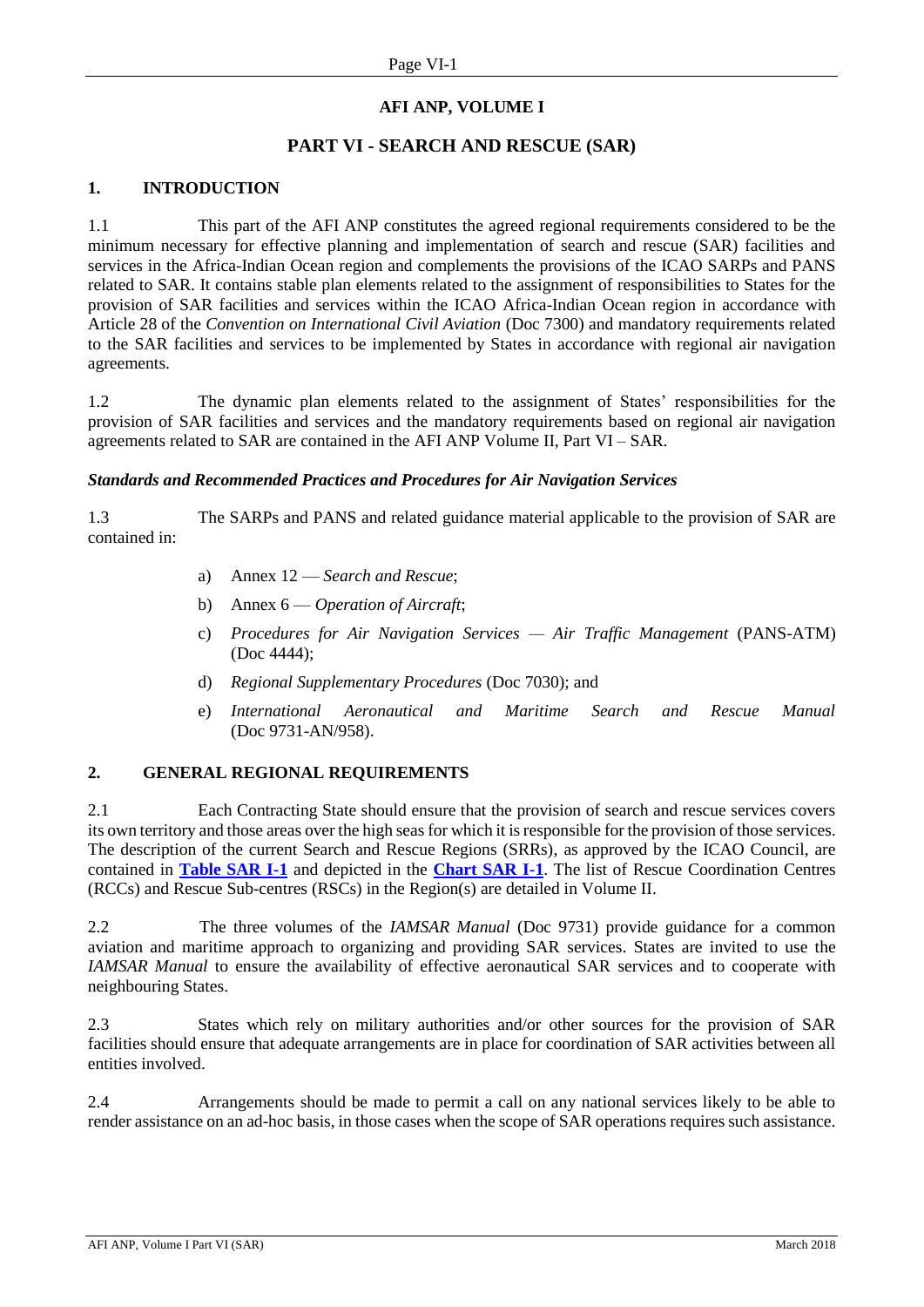# AFI ANP, VOLUME I

## PART VI - SEARCH AND RESCUE (SAR)

### 1. INTRODUCTION

1.1 This part of the AFI ANP constitutes the agreed regional requirements considered to be the minimum necessary for effective planning and implementation of search and rescue (SAR) facilities and services in the Africa-Indian Ocean region and complements the provisions of the ICAO SARPs and PANS related to SAR. It contains stable plan elements related to the assignment of responsibilities to States for the provision of SAR facilities and services within the ICAO Africa-Indian Ocean region in accordance with Article 28 of the *Convention on International Civil Aviation* (Doc 7300) and mandatory requirements related to the SAR facilities and services to be implemented by States in accordance with regional air navigation agreements.

1.2 The dynamic plan elements related to the assignment of States' responsibilities for the provision of SAR facilities and services and the mandatory requirements based on regional air navigation agreements related to SAR are contained in the AFI ANP Volume II, Part VI – SAR.

***Standards and Recommended Practices and Procedures for Air Navigation Services***

1.3 The SARPs and PANS and related guidance material applicable to the provision of SAR are contained in:

a) Annex 12 — *Search and Rescue*;

b) Annex 6 — *Operation of Aircraft*;

c) *Procedures for Air Navigation Services — Air Traffic Management* (PANS-ATM) (Doc 4444);

d) *Regional Supplementary Procedures* (Doc 7030); and

e) *International Aeronautical and Maritime Search and Rescue Manual* (Doc 9731-AN/958).

### 2. GENERAL REGIONAL REQUIREMENTS

2.1 Each Contracting State should ensure that the provision of search and rescue services covers its own territory and those areas over the high seas for which it is responsible for the provision of those services. The description of the current Search and Rescue Regions (SRRs), as approved by the ICAO Council, are contained in **Table SAR I-1** and depicted in the **Chart SAR I-1**. The list of Rescue Coordination Centres (RCCs) and Rescue Sub-centres (RSCs) in the Region(s) are detailed in Volume II.

2.2 The three volumes of the *IAMSAR Manual* (Doc 9731) provide guidance for a common aviation and maritime approach to organizing and providing SAR services. States are invited to use the *IAMSAR Manual* to ensure the availability of effective aeronautical SAR services and to cooperate with neighbouring States.

2.3 States which rely on military authorities and/or other sources for the provision of SAR facilities should ensure that adequate arrangements are in place for coordination of SAR activities between all entities involved.

2.4 Arrangements should be made to permit a call on any national services likely to be able to render assistance on an ad-hoc basis, in those cases when the scope of SAR operations requires such assistance.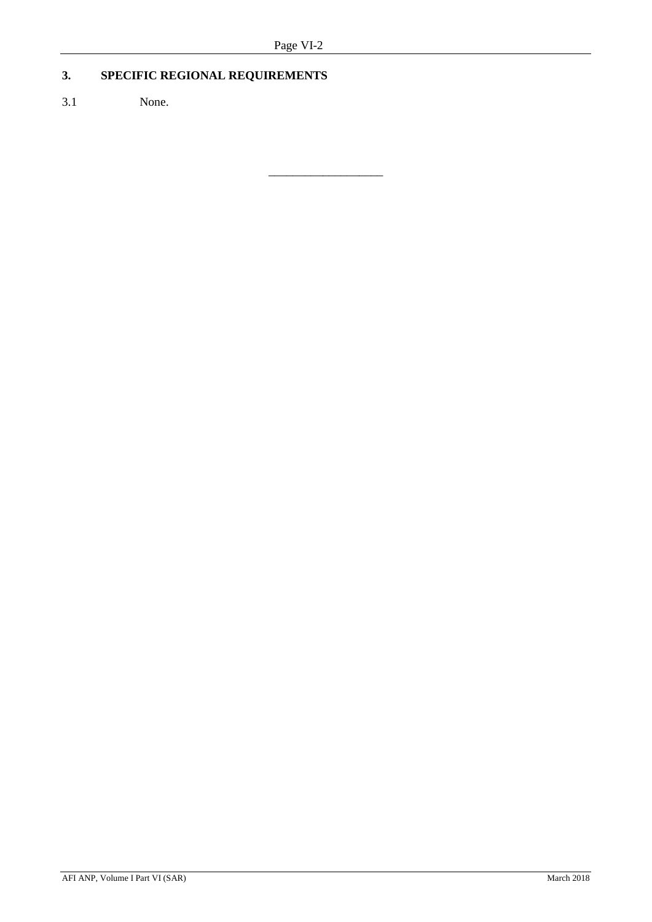## 3. SPECIFIC REGIONAL REQUIREMENTS

3.1 None.

---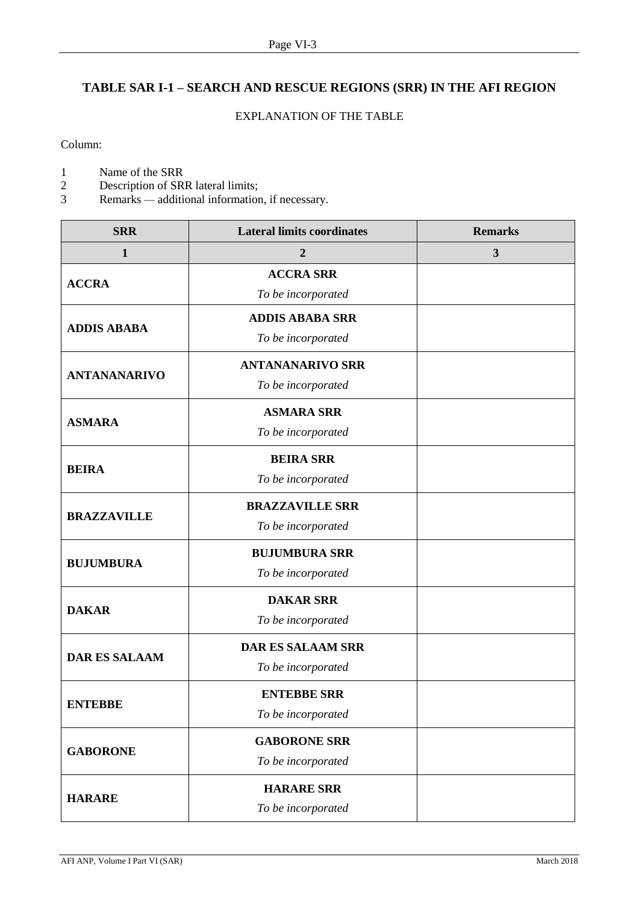## TABLE SAR I-1 – SEARCH AND RESCUE REGIONS (SRR) IN THE AFI REGION

EXPLANATION OF THE TABLE

Column:

1 Name of the SRR
2 Description of SRR lateral limits;
3 Remarks — additional information, if necessary.

| SRR | Lateral limits coordinates | Remarks |
|---|---|---|
| **1** | **2** | **3** |
| **ACCRA** | **ACCRA SRR**<br>*To be incorporated* | |
| **ADDIS ABABA** | **ADDIS ABABA SRR**<br>*To be incorporated* | |
| **ANTANANARIVO** | **ANTANANARIVO SRR**<br>*To be incorporated* | |
| **ASMARA** | **ASMARA SRR**<br>*To be incorporated* | |
| **BEIRA** | **BEIRA SRR**<br>*To be incorporated* | |
| **BRAZZAVILLE** | **BRAZZAVILLE SRR**<br>*To be incorporated* | |
| **BUJUMBURA** | **BUJUMBURA SRR**<br>*To be incorporated* | |
| **DAKAR** | **DAKAR SRR**<br>*To be incorporated* | |
| **DAR ES SALAAM** | **DAR ES SALAAM SRR**<br>*To be incorporated* | |
| **ENTEBBE** | **ENTEBBE SRR**<br>*To be incorporated* | |
| **GABORONE** | **GABORONE SRR**<br>*To be incorporated* | |
| **HARARE** | **HARARE SRR**<br>*To be incorporated* | |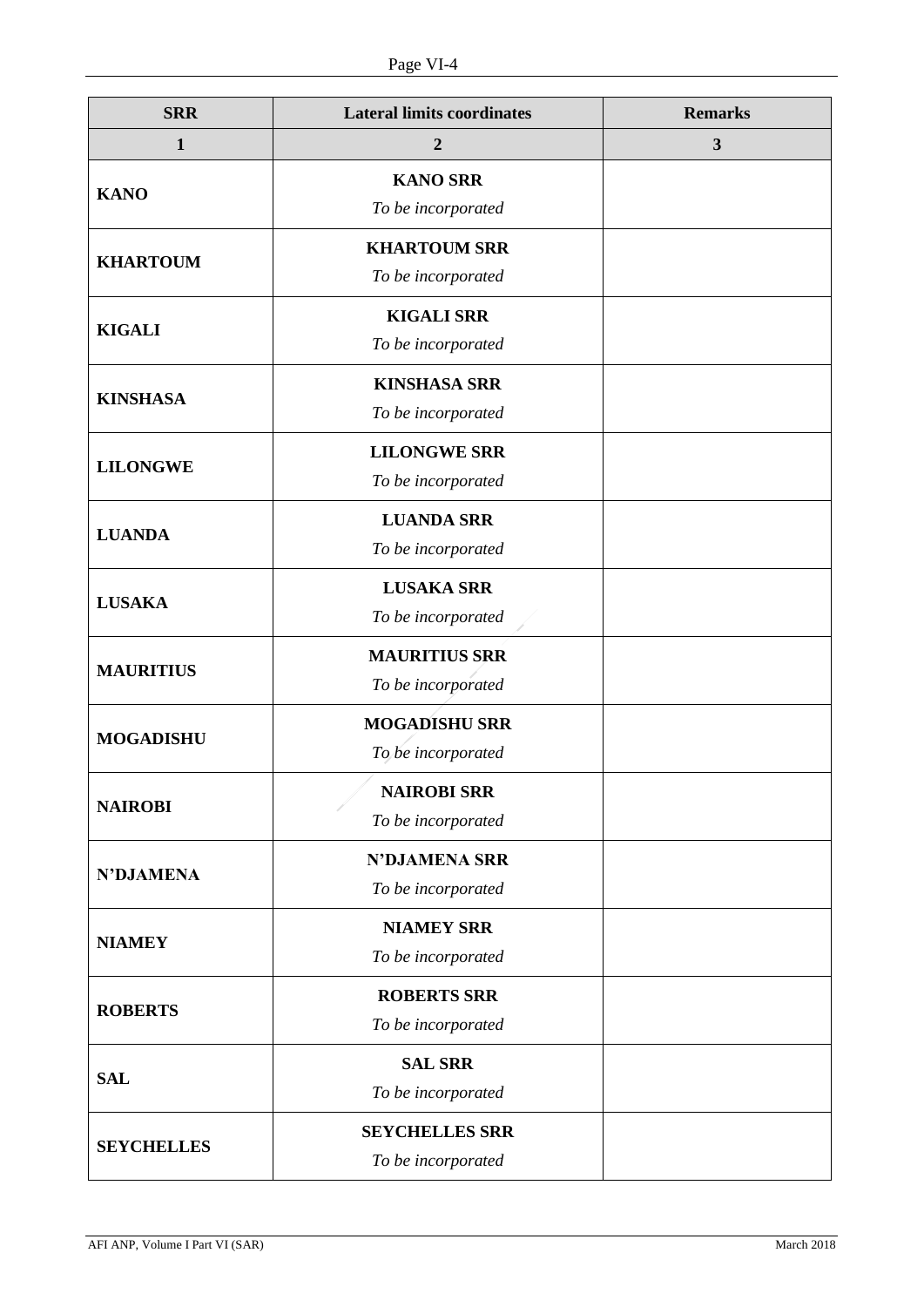| SRR | Lateral limits coordinates | Remarks |
|---|---|---|
| **1** | **2** | **3** |
| **KANO** | **KANO SRR**<br>*To be incorporated* | |
| **KHARTOUM** | **KHARTOUM SRR**<br>*To be incorporated* | |
| **KIGALI** | **KIGALI SRR**<br>*To be incorporated* | |
| **KINSHASA** | **KINSHASA SRR**<br>*To be incorporated* | |
| **LILONGWE** | **LILONGWE SRR**<br>*To be incorporated* | |
| **LUANDA** | **LUANDA SRR**<br>*To be incorporated* | |
| **LUSAKA** | **LUSAKA SRR**<br>*To be incorporated* | |
| **MAURITIUS** | **MAURITIUS SRR**<br>*To be incorporated* | |
| **MOGADISHU** | **MOGADISHU SRR**<br>*To be incorporated* | |
| **NAIROBI** | **NAIROBI SRR**<br>*To be incorporated* | |
| **N'DJAMENA** | **N'DJAMENA SRR**<br>*To be incorporated* | |
| **NIAMEY** | **NIAMEY SRR**<br>*To be incorporated* | |
| **ROBERTS** | **ROBERTS SRR**<br>*To be incorporated* | |
| **SAL** | **SAL SRR**<br>*To be incorporated* | |
| **SEYCHELLES** | **SEYCHELLES SRR**<br>*To be incorporated* | |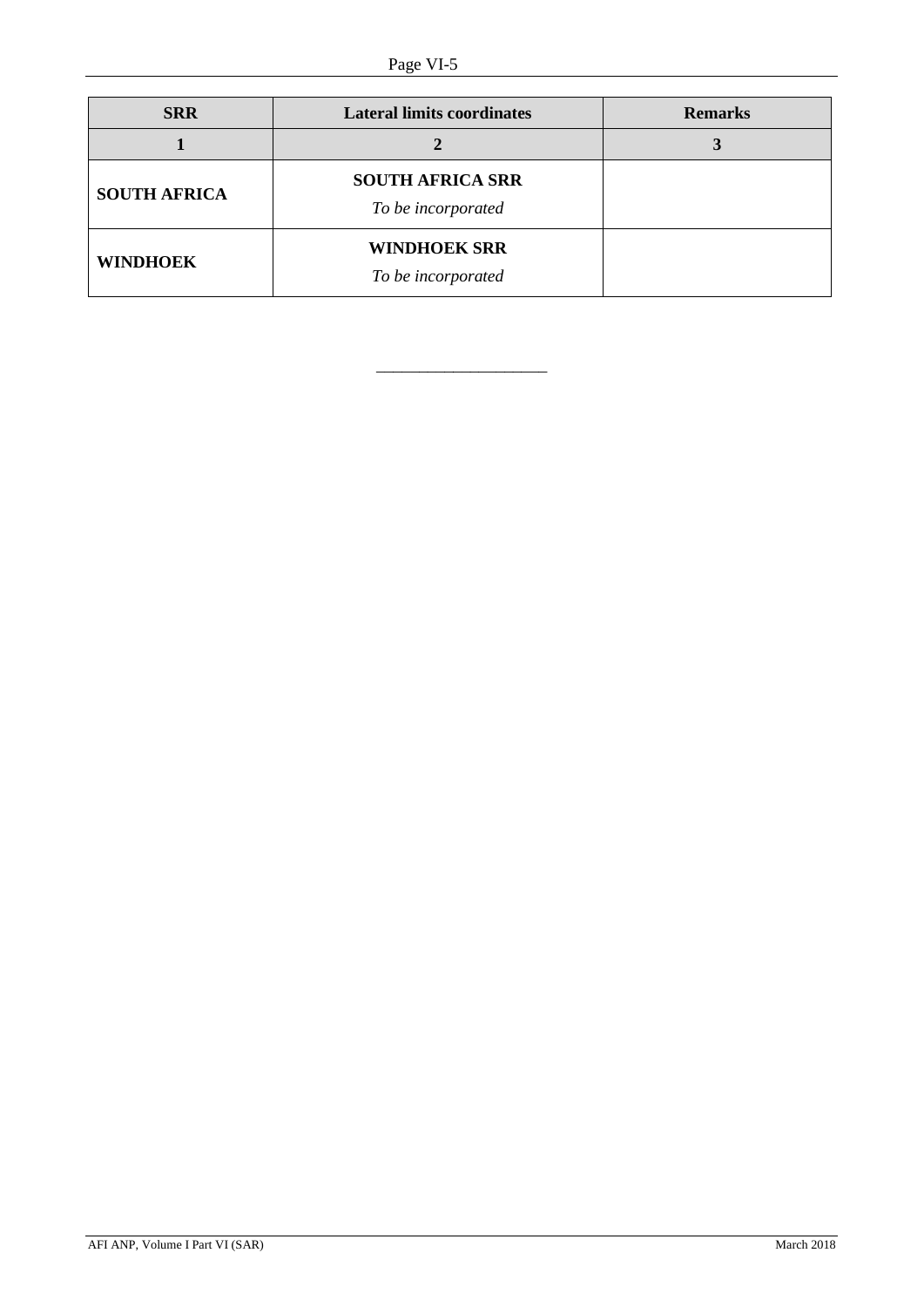| SRR | Lateral limits coordinates | Remarks |
|---|---|---|
| **1** | **2** | **3** |
| **SOUTH AFRICA** | **SOUTH AFRICA SRR**<br>*To be incorporated* | |
| **WINDHOEK** | **WINDHOEK SRR**<br>*To be incorporated* | |

_____________________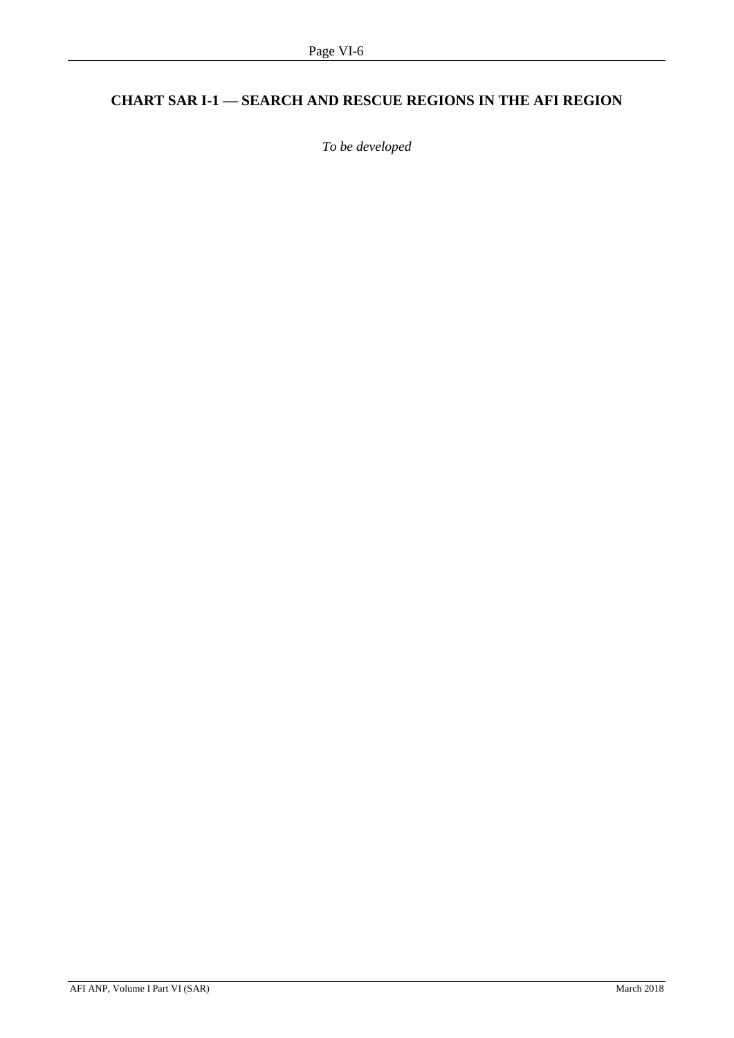## CHART SAR I-1 — SEARCH AND RESCUE REGIONS IN THE AFI REGION

*To be developed*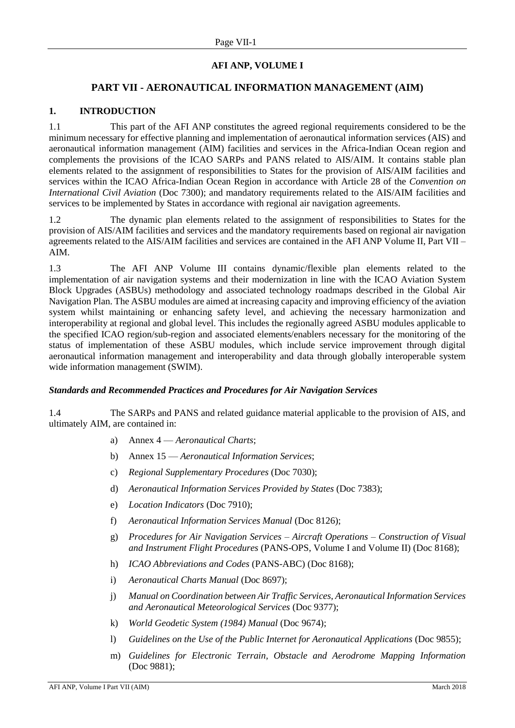**AFI ANP, VOLUME I**

## PART VII - AERONAUTICAL INFORMATION MANAGEMENT (AIM)

### 1. INTRODUCTION

1.1 This part of the AFI ANP constitutes the agreed regional requirements considered to be the minimum necessary for effective planning and implementation of aeronautical information services (AIS) and aeronautical information management (AIM) facilities and services in the Africa-Indian Ocean region and complements the provisions of the ICAO SARPs and PANS related to AIS/AIM. It contains stable plan elements related to the assignment of responsibilities to States for the provision of AIS/AIM facilities and services within the ICAO Africa-Indian Ocean Region in accordance with Article 28 of the *Convention on International Civil Aviation* (Doc 7300); and mandatory requirements related to the AIS/AIM facilities and services to be implemented by States in accordance with regional air navigation agreements.

1.2 The dynamic plan elements related to the assignment of responsibilities to States for the provision of AIS/AIM facilities and services and the mandatory requirements based on regional air navigation agreements related to the AIS/AIM facilities and services are contained in the AFI ANP Volume II, Part VII – AIM.

1.3 The AFI ANP Volume III contains dynamic/flexible plan elements related to the implementation of air navigation systems and their modernization in line with the ICAO Aviation System Block Upgrades (ASBUs) methodology and associated technology roadmaps described in the Global Air Navigation Plan. The ASBU modules are aimed at increasing capacity and improving efficiency of the aviation system whilst maintaining or enhancing safety level, and achieving the necessary harmonization and interoperability at regional and global level. This includes the regionally agreed ASBU modules applicable to the specified ICAO region/sub-region and associated elements/enablers necessary for the monitoring of the status of implementation of these ASBU modules, which include service improvement through digital aeronautical information management and interoperability and data through globally interoperable system wide information management (SWIM).

***Standards and Recommended Practices and Procedures for Air Navigation Services***

1.4 The SARPs and PANS and related guidance material applicable to the provision of AIS, and ultimately AIM, are contained in:

a) Annex 4 — *Aeronautical Charts*;

b) Annex 15 — *Aeronautical Information Services*;

c) *Regional Supplementary Procedures* (Doc 7030);

d) *Aeronautical Information Services Provided by States* (Doc 7383);

e) *Location Indicators* (Doc 7910);

f) *Aeronautical Information Services Manual* (Doc 8126);

g) *Procedures for Air Navigation Services – Aircraft Operations – Construction of Visual and Instrument Flight Procedures* (PANS-OPS, Volume I and Volume II) (Doc 8168);

h) *ICAO Abbreviations and Codes* (PANS-ABC) (Doc 8168);

i) *Aeronautical Charts Manual* (Doc 8697);

j) *Manual on Coordination between Air Traffic Services, Aeronautical Information Services and Aeronautical Meteorological Services* (Doc 9377);

k) *World Geodetic System (1984) Manual* (Doc 9674);

l) *Guidelines on the Use of the Public Internet for Aeronautical Applications* (Doc 9855);

m) *Guidelines for Electronic Terrain, Obstacle and Aerodrome Mapping Information* (Doc 9881);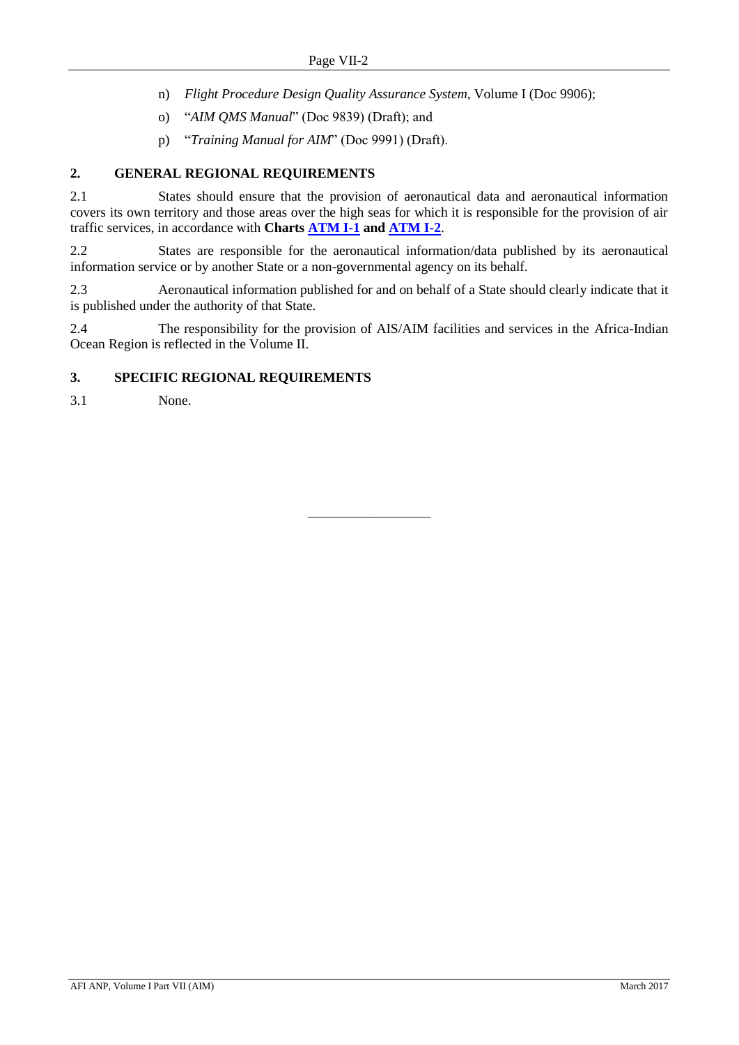n) *Flight Procedure Design Quality Assurance System*, Volume I (Doc 9906);

o) "*AIM QMS Manual*" (Doc 9839) (Draft); and

p) "*Training Manual for AIM*" (Doc 9991) (Draft).

## 2. GENERAL REGIONAL REQUIREMENTS

2.1 States should ensure that the provision of aeronautical data and aeronautical information covers its own territory and those areas over the high seas for which it is responsible for the provision of air traffic services, in accordance with **Charts ATM I-1 and ATM I-2**.

2.2 States are responsible for the aeronautical information/data published by its aeronautical information service or by another State or a non-governmental agency on its behalf.

2.3 Aeronautical information published for and on behalf of a State should clearly indicate that it is published under the authority of that State.

2.4 The responsibility for the provision of AIS/AIM facilities and services in the Africa-Indian Ocean Region is reflected in the Volume II.

## 3. SPECIFIC REGIONAL REQUIREMENTS

3.1 None.

---